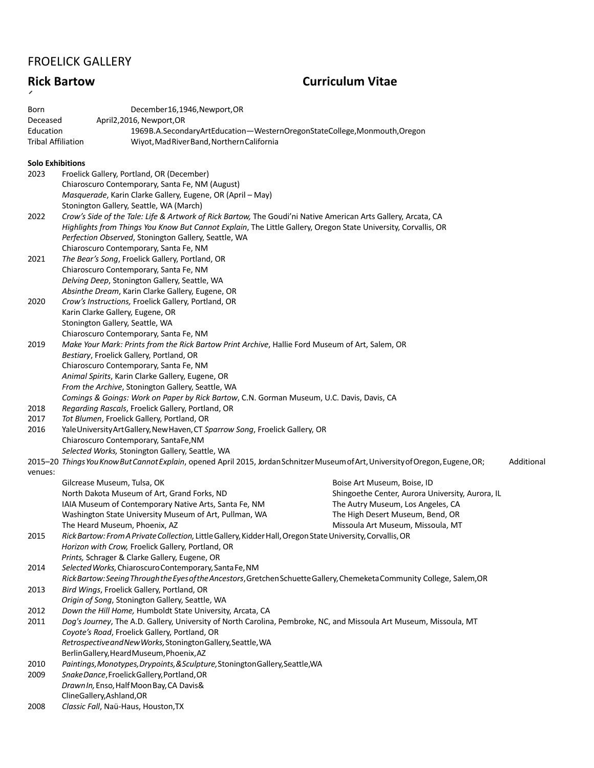FROELICK GALLERY

# Rick Bartow — Curriculum Vitae

Born December 16, 1946, Newport, OR
Deceased April 2, 2016, Newport, OR
Education 1969 B.A. Secondary Art Education—Western Oregon State College, Monmouth, Oregon
Tribal Affiliation Wiyot, Mad River Band, Northern California

**Solo Exhibitions**

2023 Froelick Gallery, Portland, OR (December)
Chiaroscuro Contemporary, Santa Fe, NM (August)
*Masquerade*, Karin Clarke Gallery, Eugene, OR (April – May)
Stonington Gallery, Seattle, WA (March)

2022 *Crow's Side of the Tale: Life & Artwork of Rick Bartow,* The Goudi'ni Native American Arts Gallery, Arcata, CA
*Highlights from Things You Know But Cannot Explain*, The Little Gallery, Oregon State University, Corvallis, OR
*Perfection Observed*, Stonington Gallery, Seattle, WA
Chiaroscuro Contemporary, Santa Fe, NM

2021 *The Bear's Song*, Froelick Gallery, Portland, OR
Chiaroscuro Contemporary, Santa Fe, NM
*Delving Deep*, Stonington Gallery, Seattle, WA
*Absinthe Dream*, Karin Clarke Gallery, Eugene, OR

2020 *Crow's Instructions,* Froelick Gallery, Portland, OR
Karin Clarke Gallery, Eugene, OR
Stonington Gallery, Seattle, WA
Chiaroscuro Contemporary, Santa Fe, NM

2019 *Make Your Mark: Prints from the Rick Bartow Print Archive*, Hallie Ford Museum of Art, Salem, OR
*Bestiary*, Froelick Gallery, Portland, OR
Chiaroscuro Contemporary, Santa Fe, NM
*Animal Spirits*, Karin Clarke Gallery, Eugene, OR
*From the Archive*, Stonington Gallery, Seattle, WA
*Comings & Goings: Work on Paper by Rick Bartow*, C.N. Gorman Museum, U.C. Davis, Davis, CA

2018 *Regarding Rascals*, Froelick Gallery, Portland, OR

2017 *Tot Blumen*, Froelick Gallery, Portland, OR

2016 Yale University Art Gallery, New Haven, CT *Sparrow Song*, Froelick Gallery, OR
Chiaroscuro Contemporary, Santa Fe, NM
*Selected Works,* Stonington Gallery, Seattle, WA

2015–20 *Things You Know But Cannot Explain*, opened April 2015, Jordan Schnitzer Museum of Art, University of Oregon, Eugene, OR; Additional venues:
Gilcrease Museum, Tulsa, OK
North Dakota Museum of Art, Grand Forks, ND
IAIA Museum of Contemporary Native Arts, Santa Fe, NM
Washington State University Museum of Art, Pullman, WA
The Heard Museum, Phoenix, AZ
Boise Art Museum, Boise, ID
Shingoethe Center, Aurora University, Aurora, IL
The Autry Museum, Los Angeles, CA
The High Desert Museum, Bend, OR
Missoula Art Museum, Missoula, MT

2015 *Rick Bartow: From A Private Collection,* Little Gallery, Kidder Hall, Oregon State University, Corvallis, OR
*Horizon with Crow,* Froelick Gallery, Portland, OR
*Prints,* Schrager & Clarke Gallery, Eugene, OR

2014 *Selected Works,* Chiaroscuro Contemporary, Santa Fe, NM
*Rick Bartow: Seeing Through the Eyes of the Ancestors*, Gretchen Schuette Gallery, Chemeketa Community College, Salem, OR

2013 *Bird Wings*, Froelick Gallery, Portland, OR
*Origin of Song*, Stonington Gallery, Seattle, WA

2012 *Down the Hill Home,* Humboldt State University, Arcata, CA

2011 *Dog's Journey*, The A.D. Gallery, University of North Carolina, Pembroke, NC, and Missoula Art Museum, Missoula, MT
*Coyote's Road*, Froelick Gallery, Portland, OR
*Retrospective and New Works,* Stonington Gallery, Seattle, WA
Berlin Gallery, Heard Museum, Phoenix, AZ

2010 *Paintings, Monotypes, Drypoints, & Sculpture,* Stonington Gallery, Seattle, WA

2009 *Snake Dance*, Froelick Gallery, Portland, OR
*Drawn In,* Enso, Half Moon Bay, CA Davis & Cline Gallery, Ashland, OR

2008 *Classic Fall*, Naü-Haus, Houston, TX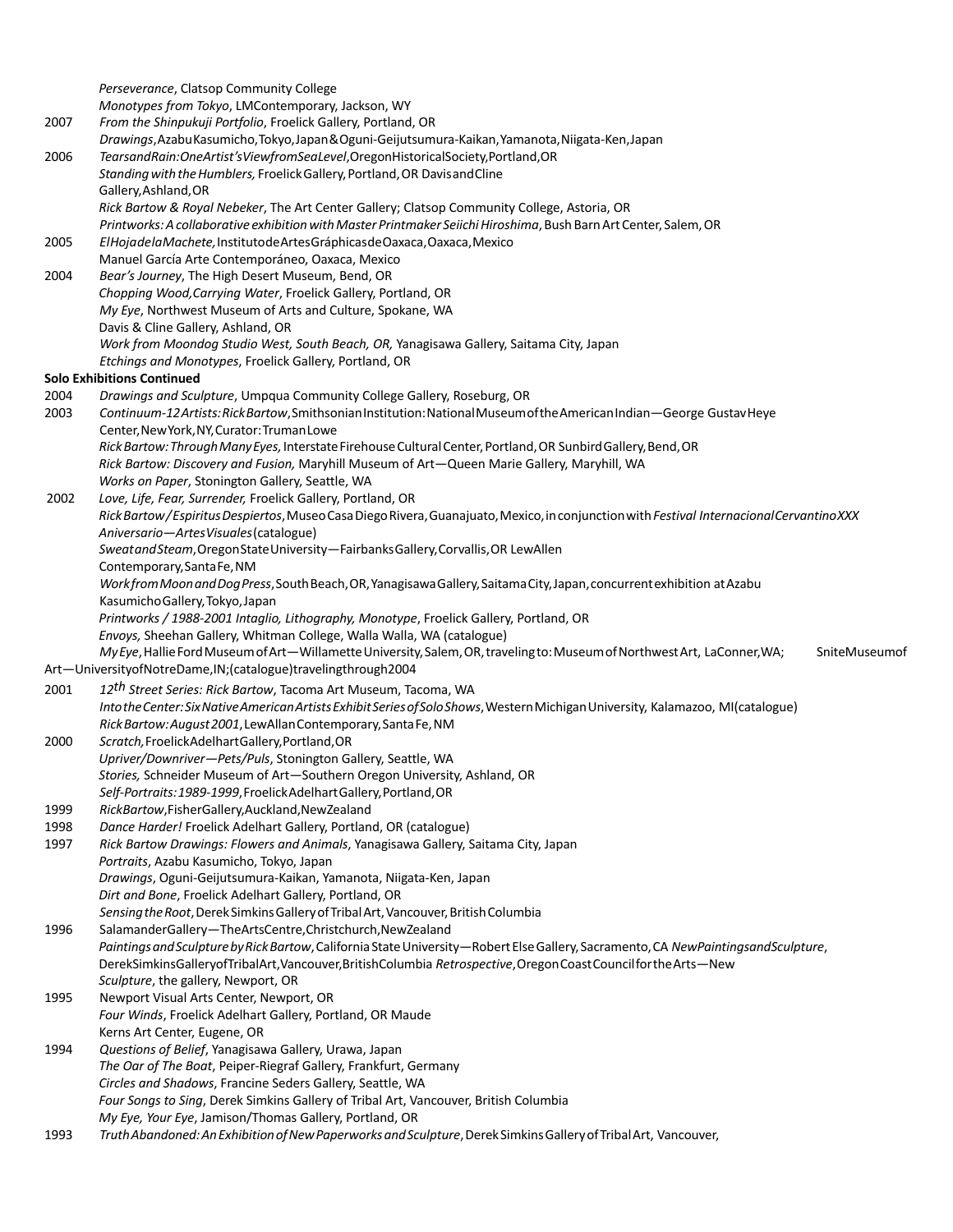*Perseverance*, Clatsop Community College
*Monotypes from Tokyo*, LMContemporary, Jackson, WY

2007 *From the Shinpukuji Portfolio*, Froelick Gallery, Portland, OR
*Drawings*, Azabu Kasumicho, Tokyo, Japan & Oguni-Geijutsumura-Kaikan, Yamanota, Niigata-Ken, Japan

2006 *Tears and Rain: One Artist's View from Sea Level*, Oregon Historical Society, Portland, OR
*Standing with the Humblers,* Froelick Gallery, Portland, OR Davis and Cline Gallery, Ashland, OR
*Rick Bartow & Royal Nebeker*, The Art Center Gallery; Clatsop Community College, Astoria, OR
*Printworks: A collaborative exhibition with Master Printmaker Seiichi Hiroshima*, Bush Barn Art Center, Salem, OR

2005 *El Hoja de la Machete,* Instituto de Artes Gráphicas de Oaxaca, Oaxaca, Mexico
Manuel García Arte Contemporáneo, Oaxaca, Mexico

2004 *Bear's Journey*, The High Desert Museum, Bend, OR
*Chopping Wood, Carrying Water*, Froelick Gallery, Portland, OR
*My Eye*, Northwest Museum of Arts and Culture, Spokane, WA
Davis & Cline Gallery, Ashland, OR
*Work from Moondog Studio West, South Beach, OR,* Yanagisawa Gallery, Saitama City, Japan
*Etchings and Monotypes*, Froelick Gallery, Portland, OR

**Solo Exhibitions Continued**

2004 *Drawings and Sculpture*, Umpqua Community College Gallery, Roseburg, OR

2003 *Continuum-12 Artists: Rick Bartow*, Smithsonian Institution: National Museum of the American Indian—George Gustav Heye Center, New York, NY, Curator: Truman Lowe
*Rick Bartow: Through Many Eyes,* Interstate Firehouse Cultural Center, Portland, OR Sunbird Gallery, Bend, OR
*Rick Bartow: Discovery and Fusion,* Maryhill Museum of Art—Queen Marie Gallery, Maryhill, WA
*Works on Paper*, Stonington Gallery, Seattle, WA

2002 *Love, Life, Fear, Surrender,* Froelick Gallery, Portland, OR
*Rick Bartow / Espiritus Despiertos*, Museo Casa Diego Rivera, Guanajuato, Mexico, in conjunction with *Festival Internacional Cervantino XXX Aniversario—Artes Visuales* (catalogue)
*Sweat and Steam*, Oregon State University—Fairbanks Gallery, Corvallis, OR LewAllen Contemporary, Santa Fe, NM
*Work from Moon and Dog Press*, South Beach, OR, Yanagisawa Gallery, Saitama City, Japan, concurrent exhibition at Azabu Kasumicho Gallery, Tokyo, Japan
*Printworks / 1988-2001 Intaglio, Lithography, Monotype*, Froelick Gallery, Portland, OR
*Envoys,* Sheehan Gallery, Whitman College, Walla Walla, WA (catalogue)
*My Eye*, Hallie Ford Museum of Art—Willamette University, Salem, OR, traveling to: Museum of Northwest Art, LaConner, WA; Snite Museum of Art—University of Notre Dame, IN; (catalogue) traveling through 2004

2001 *12th Street Series: Rick Bartow*, Tacoma Art Museum, Tacoma, WA
*Into the Center: Six Native American Artists Exhibit Series of Solo Shows*, Western Michigan University, Kalamazoo, MI (catalogue)
*Rick Bartow: August 2001*, LewAllan Contemporary, Santa Fe, NM

2000 *Scratch,* Froelick Adelhart Gallery, Portland, OR
*Upriver/Downriver—Pets/Puls*, Stonington Gallery, Seattle, WA
*Stories,* Schneider Museum of Art—Southern Oregon University, Ashland, OR
*Self-Portraits: 1989-1999*, Froelick Adelhart Gallery, Portland, OR

1999 *Rick Bartow*, Fisher Gallery, Auckland, New Zealand

1998 *Dance Harder!* Froelick Adelhart Gallery, Portland, OR (catalogue)

1997 *Rick Bartow Drawings: Flowers and Animals*, Yanagisawa Gallery, Saitama City, Japan
*Portraits*, Azabu Kasumicho, Tokyo, Japan
*Drawings*, Oguni-Geijutsumura-Kaikan, Yamanota, Niigata-Ken, Japan
*Dirt and Bone*, Froelick Adelhart Gallery, Portland, OR
*Sensing the Root*, Derek Simkins Gallery of Tribal Art, Vancouver, British Columbia

1996 Salamander Gallery—The Arts Centre, Christchurch, New Zealand
*Paintings and Sculpture by Rick Bartow*, California State University—Robert Else Gallery, Sacramento, CA *New Paintings and Sculpture*, Derek Simkins Gallery of Tribal Art, Vancouver, British Columbia *Retrospective*, Oregon Coast Council for the Arts—New *Sculpture*, the gallery, Newport, OR

1995 Newport Visual Arts Center, Newport, OR
*Four Winds*, Froelick Adelhart Gallery, Portland, OR Maude Kerns Art Center, Eugene, OR

1994 *Questions of Belief*, Yanagisawa Gallery, Urawa, Japan
*The Oar of The Boat*, Peiper-Riegraf Gallery, Frankfurt, Germany
*Circles and Shadows*, Francine Seders Gallery, Seattle, WA
*Four Songs to Sing*, Derek Simkins Gallery of Tribal Art, Vancouver, British Columbia
*My Eye, Your Eye*, Jamison/Thomas Gallery, Portland, OR

1993 *Truth Abandoned: An Exhibition of New Paperworks and Sculpture*, Derek Simkins Gallery of Tribal Art, Vancouver,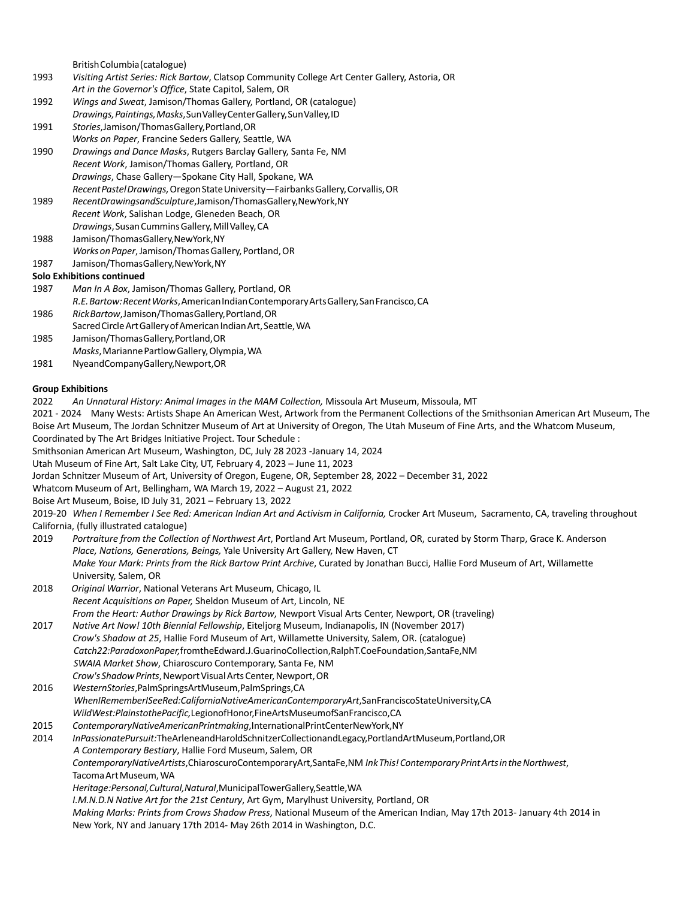British Columbia (catalogue)

1993 *Visiting Artist Series: Rick Bartow*, Clatsop Community College Art Center Gallery, Astoria, OR
*Art in the Governor's Office*, State Capitol, Salem, OR

1992 *Wings and Sweat*, Jamison/Thomas Gallery, Portland, OR (catalogue)
*Drawings, Paintings, Masks*, Sun Valley Center Gallery, Sun Valley, ID

1991 *Stories*, Jamison/Thomas Gallery, Portland, OR
*Works on Paper*, Francine Seders Gallery, Seattle, WA

1990 *Drawings and Dance Masks*, Rutgers Barclay Gallery, Santa Fe, NM
*Recent Work*, Jamison/Thomas Gallery, Portland, OR
*Drawings*, Chase Gallery—Spokane City Hall, Spokane, WA
*Recent Pastel Drawings*, Oregon State University—Fairbanks Gallery, Corvallis, OR

1989 *Recent Drawings and Sculpture*, Jamison/Thomas Gallery, New York, NY
*Recent Work*, Salishan Lodge, Gleneden Beach, OR
*Drawings*, Susan Cummins Gallery, Mill Valley, CA

1988 Jamison/Thomas Gallery, New York, NY
*Works on Paper*, Jamison/Thomas Gallery, Portland, OR

1987 Jamison/Thomas Gallery, New York, NY

**Solo Exhibitions continued**

1987 *Man In A Box*, Jamison/Thomas Gallery, Portland, OR
*R.E. Bartow: Recent Works*, American Indian Contemporary Arts Gallery, San Francisco, CA

1986 *Rick Bartow*, Jamison/Thomas Gallery, Portland, OR
Sacred Circle Art Gallery of American Indian Art, Seattle, WA

1985 Jamison/Thomas Gallery, Portland, OR
*Masks*, Marianne Partlow Gallery, Olympia, WA

1981 Nyeand Company Gallery, Newport, OR

**Group Exhibitions**

2022 *An Unnatural History: Animal Images in the MAM Collection,* Missoula Art Museum, Missoula, MT

2021 - 2024 Many Wests: Artists Shape An American West, Artwork from the Permanent Collections of the Smithsonian American Art Museum, The Boise Art Museum, The Jordan Schnitzer Museum of Art at University of Oregon, The Utah Museum of Fine Arts, and the Whatcom Museum, Coordinated by The Art Bridges Initiative Project. Tour Schedule :
Smithsonian American Art Museum, Washington, DC, July 28 2023 -January 14, 2024
Utah Museum of Fine Art, Salt Lake City, UT, February 4, 2023 – June 11, 2023
Jordan Schnitzer Museum of Art, University of Oregon, Eugene, OR, September 28, 2022 – December 31, 2022
Whatcom Museum of Art, Bellingham, WA March 19, 2022 – August 21, 2022
Boise Art Museum, Boise, ID July 31, 2021 – February 13, 2022

2019-20 *When I Remember I See Red: American Indian Art and Activism in California,* Crocker Art Museum, Sacramento, CA, traveling throughout California, (fully illustrated catalogue)

2019 *Portraiture from the Collection of Northwest Art*, Portland Art Museum, Portland, OR, curated by Storm Tharp, Grace K. Anderson
*Place, Nations, Generations, Beings,* Yale University Art Gallery, New Haven, CT
*Make Your Mark: Prints from the Rick Bartow Print Archive*, Curated by Jonathan Bucci, Hallie Ford Museum of Art, Willamette University, Salem, OR

2018 *Original Warrior*, National Veterans Art Museum, Chicago, IL
*Recent Acquisitions on Paper,* Sheldon Museum of Art, Lincoln, NE
*From the Heart: Author Drawings by Rick Bartow*, Newport Visual Arts Center, Newport, OR (traveling)

2017 *Native Art Now! 10th Biennial Fellowship*, Eiteljorg Museum, Indianapolis, IN (November 2017)
*Crow's Shadow at 25*, Hallie Ford Museum of Art, Willamette University, Salem, OR. (catalogue)
*Catch22: Paradox on Paper,* from the Edward J. Guarino Collection, Ralph T. Coe Foundation, Santa Fe, NM
*SWAIA Market Show*, Chiaroscuro Contemporary, Santa Fe, NM
*Crow's Shadow Prints*, Newport Visual Arts Center, Newport, OR

2016 *Western Stories*, Palm Springs Art Museum, Palm Springs, CA
*When I Remember I See Red: California Native American Contemporary Art*, San Francisco State University, CA
*Wild West: Plains to the Pacific,* Legion of Honor, Fine Arts Museum of San Francisco, CA

2015 *Contemporary Native American Printmaking*, International Print Center New York, NY

2014 *In Passionate Pursuit:* The Arlene and Harold Schnitzer Collection and Legacy, Portland Art Museum, Portland, OR
*A Contemporary Bestiary*, Hallie Ford Museum, Salem, OR
*Contemporary Native Artists*, Chiaroscuro Contemporary Art, Santa Fe, NM *Ink This! Contemporary Print Arts in the Northwest*, Tacoma Art Museum, WA
*Heritage: Personal, Cultural, Natural*, Municipal Tower Gallery, Seattle, WA
*I.M.N.D.N Native Art for the 21st Century*, Art Gym, Marylhust University, Portland, OR
*Making Marks: Prints from Crows Shadow Press*, National Museum of the American Indian, May 17th 2013- January 4th 2014 in New York, NY and January 17th 2014- May 26th 2014 in Washington, D.C.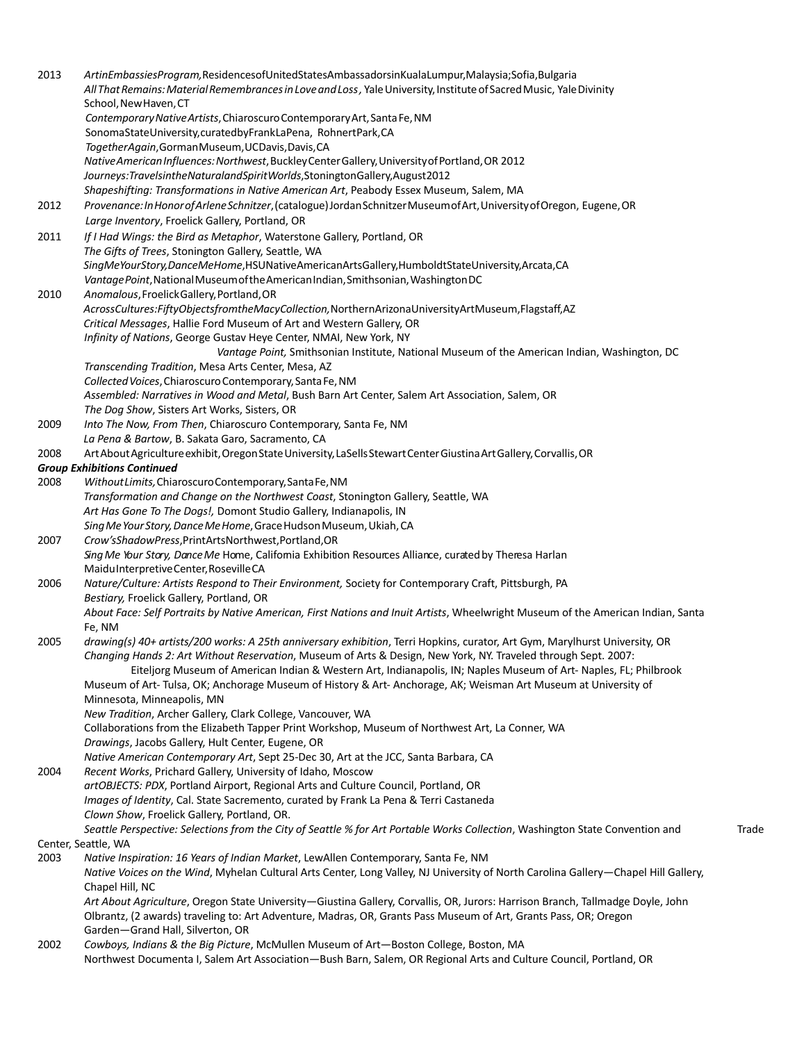2013 *Art in Embassies Program,* Residences of United States Ambassadors in Kuala Lumpur, Malaysia; Sofia, Bulgaria
*All That Remains: Material Remembrances in Love and Loss*, Yale University, Institute of Sacred Music, Yale Divinity School, New Haven, CT
*Contemporary Native Artists*, Chiaroscuro Contemporary Art, Santa Fe, NM
Sonoma State University, curated by Frank LaPena, Rohnert Park, CA
*Together Again*, Gorman Museum, UC Davis, Davis, CA
*Native American Influences: Northwest*, Buckley Center Gallery, University of Portland, OR 2012
*Journeys: Travels in the Natural and Spirit Worlds*, Stonington Gallery, August 2012
*Shapeshifting: Transformations in Native American Art*, Peabody Essex Museum, Salem, MA

2012 *Provenance: In Honor of Arlene Schnitzer*, (catalogue) Jordan Schnitzer Museum of Art, University of Oregon, Eugene, OR
*Large Inventory*, Froelick Gallery, Portland, OR

2011 *If I Had Wings: the Bird as Metaphor*, Waterstone Gallery, Portland, OR
*The Gifts of Trees*, Stonington Gallery, Seattle, WA
*Sing Me Your Story, Dance Me Home*, HSU Native American Arts Gallery, Humboldt State University, Arcata, CA
*Vantage Point*, National Museum of the American Indian, Smithsonian, Washington DC

2010 *Anomalous*, Froelick Gallery, Portland, OR
*Across Cultures: Fifty Objects from the Macy Collection,* Northern Arizona University Art Museum, Flagstaff, AZ
*Critical Messages*, Hallie Ford Museum of Art and Western Gallery, OR
*Infinity of Nations*, George Gustav Heye Center, NMAI, New York, NY
*Vantage Point,* Smithsonian Institute, National Museum of the American Indian, Washington, DC
*Transcending Tradition*, Mesa Arts Center, Mesa, AZ
*Collected Voices*, Chiaroscuro Contemporary, Santa Fe, NM
*Assembled: Narratives in Wood and Metal*, Bush Barn Art Center, Salem Art Association, Salem, OR
*The Dog Show*, Sisters Art Works, Sisters, OR

2009 *Into The Now, From Then*, Chiaroscuro Contemporary, Santa Fe, NM
*La Pena & Bartow*, B. Sakata Garo, Sacramento, CA

2008 Art About Agriculture exhibit, Oregon State University, LaSells Stewart Center Giustina Art Gallery, Corvallis, OR

***Group Exhibitions Continued***

2008 *Without Limits,* Chiaroscuro Contemporary, Santa Fe, NM
*Transformation and Change on the Northwest Coast*, Stonington Gallery, Seattle, WA
*Art Has Gone To The Dogs!,* Domont Studio Gallery, Indianapolis, IN
*Sing Me Your Story, Dance Me Home*, Grace Hudson Museum, Ukiah, CA

2007 *Crow's Shadow Press*, Print Arts Northwest, Portland, OR
*Sing Me Your Story, Dance Me* Home, California Exhibition Resources Alliance, curated by Theresa Harlan
Maidu Interpretive Center, Roseville CA

2006 *Nature/Culture: Artists Respond to Their Environment,* Society for Contemporary Craft, Pittsburgh, PA
*Bestiary,* Froelick Gallery, Portland, OR
*About Face: Self Portraits by Native American, First Nations and Inuit Artists*, Wheelwright Museum of the American Indian, Santa Fe, NM

2005 *drawing(s) 40+ artists/200 works: A 25th anniversary exhibition*, Terri Hopkins, curator, Art Gym, Marylhurst University, OR
*Changing Hands 2: Art Without Reservation*, Museum of Arts & Design, New York, NY. Traveled through Sept. 2007:
Eiteljorg Museum of American Indian & Western Art, Indianapolis, IN; Naples Museum of Art- Naples, FL; Philbrook Museum of Art- Tulsa, OK; Anchorage Museum of History & Art- Anchorage, AK; Weisman Art Museum at University of Minnesota, Minneapolis, MN
*New Tradition*, Archer Gallery, Clark College, Vancouver, WA
Collaborations from the Elizabeth Tapper Print Workshop, Museum of Northwest Art, La Conner, WA
*Drawings*, Jacobs Gallery, Hult Center, Eugene, OR
*Native American Contemporary Art*, Sept 25-Dec 30, Art at the JCC, Santa Barbara, CA

2004 *Recent Works*, Prichard Gallery, University of Idaho, Moscow
*artOBJECTS: PDX*, Portland Airport, Regional Arts and Culture Council, Portland, OR
*Images of Identity*, Cal. State Sacremento, curated by Frank La Pena & Terri Castaneda
*Clown Show*, Froelick Gallery, Portland, OR.
*Seattle Perspective: Selections from the City of Seattle % for Art Portable Works Collection*, Washington State Convention and Trade Center, Seattle, WA

2003 *Native Inspiration: 16 Years of Indian Market*, LewAllen Contemporary, Santa Fe, NM
*Native Voices on the Wind*, Myhelan Cultural Arts Center, Long Valley, NJ University of North Carolina Gallery—Chapel Hill Gallery, Chapel Hill, NC
*Art About Agriculture*, Oregon State University—Giustina Gallery, Corvallis, OR, Jurors: Harrison Branch, Tallmadge Doyle, John Olbrantz, (2 awards) traveling to: Art Adventure, Madras, OR, Grants Pass Museum of Art, Grants Pass, OR; Oregon Garden—Grand Hall, Silverton, OR

2002 *Cowboys, Indians & the Big Picture*, McMullen Museum of Art—Boston College, Boston, MA
Northwest Documenta I, Salem Art Association—Bush Barn, Salem, OR Regional Arts and Culture Council, Portland, OR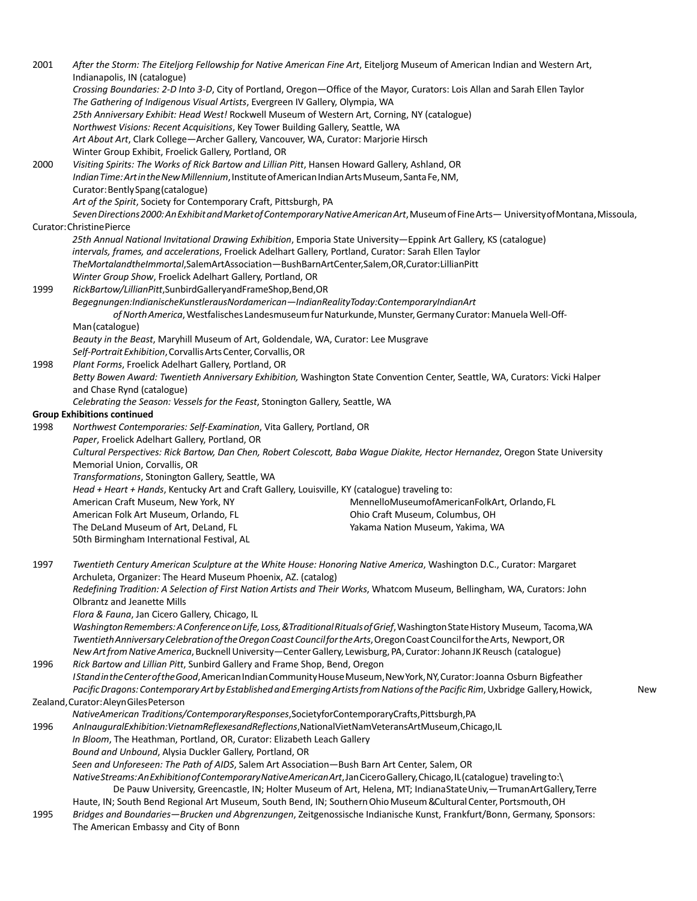2001 *After the Storm: The Eiteljorg Fellowship for Native American Fine Art*, Eiteljorg Museum of American Indian and Western Art, Indianapolis, IN (catalogue)

*Crossing Boundaries: 2-D Into 3-D*, City of Portland, Oregon—Office of the Mayor, Curators: Lois Allan and Sarah Ellen Taylor

*The Gathering of Indigenous Visual Artists*, Evergreen IV Gallery, Olympia, WA

*25th Anniversary Exhibit: Head West!* Rockwell Museum of Western Art, Corning, NY (catalogue)

*Northwest Visions: Recent Acquisitions*, Key Tower Building Gallery, Seattle, WA

*Art About Art*, Clark College—Archer Gallery, Vancouver, WA, Curator: Marjorie Hirsch

Winter Group Exhibit, Froelick Gallery, Portland, OR

2000 *Visiting Spirits: The Works of Rick Bartow and Lillian Pitt*, Hansen Howard Gallery, Ashland, OR

*Indian Time: Art in the New Millennium*, Institute of American Indian Arts Museum, Santa Fe, NM, Curator: Bently Spang (catalogue)

*Art of the Spirit*, Society for Contemporary Craft, Pittsburgh, PA

*Seven Directions 2000: An Exhibit and Market of Contemporary Native American Art*, Museum of Fine Arts— University of Montana, Missoula, Curator: Christine Pierce

*25th Annual National Invitational Drawing Exhibition*, Emporia State University—Eppink Art Gallery, KS (catalogue)

*intervals, frames, and accelerations*, Froelick Adelhart Gallery, Portland, Curator: Sarah Ellen Taylor

*The Mortal and the Immortal*, Salem Art Association—Bush Barn Art Center, Salem, OR, Curator: Lillian Pitt

*Winter Group Show*, Froelick Adelhart Gallery, Portland, OR

1999 *Rick Bartow/Lillian Pitt*, Sunbird Gallery and Frame Shop, Bend, OR

*Begegnungen: Indianische Kunstler aus Nordamerican—Indian Reality Today: Contemporary Indian Art of North America*, Westfalisches Landesmuseum fur Naturkunde, Munster, Germany Curator: Manuela Well-Off-Man (catalogue)

*Beauty in the Beast*, Maryhill Museum of Art, Goldendale, WA, Curator: Lee Musgrave

*Self-Portrait Exhibition*, Corvallis Arts Center, Corvallis, OR

1998 *Plant Forms*, Froelick Adelhart Gallery, Portland, OR

*Betty Bowen Award: Twentieth Anniversary Exhibition,* Washington State Convention Center, Seattle, WA, Curators: Vicki Halper and Chase Rynd (catalogue)

*Celebrating the Season: Vessels for the Feast*, Stonington Gallery, Seattle, WA

**Group Exhibitions continued**

1998 *Northwest Contemporaries: Self-Examination*, Vita Gallery, Portland, OR

*Paper*, Froelick Adelhart Gallery, Portland, OR

*Cultural Perspectives: Rick Bartow, Dan Chen, Robert Colescott, Baba Wague Diakite, Hector Hernandez*, Oregon State University Memorial Union, Corvallis, OR

*Transformations*, Stonington Gallery, Seattle, WA

*Head + Heart + Hands*, Kentucky Art and Craft Gallery, Louisville, KY (catalogue) traveling to:

American Craft Museum, New York, NY
American Folk Art Museum, Orlando, FL
The DeLand Museum of Art, DeLand, FL
50th Birmingham International Festival, AL
Mennello Museum of American Folk Art, Orlando, FL
Ohio Craft Museum, Columbus, OH
Yakama Nation Museum, Yakima, WA

1997 *Twentieth Century American Sculpture at the White House: Honoring Native America*, Washington D.C., Curator: Margaret Archuleta, Organizer: The Heard Museum Phoenix, AZ. (catalog)

*Redefining Tradition: A Selection of First Nation Artists and Their Works*, Whatcom Museum, Bellingham, WA, Curators: John Olbrantz and Jeanette Mills

*Flora & Fauna*, Jan Cicero Gallery, Chicago, IL

*Washington Remembers: A Conference on Life, Loss, & Traditional Rituals of Grief*, Washington State History Museum, Tacoma, WA

*Twentieth Anniversary Celebration of the Oregon Coast Council for the Arts*, Oregon Coast Council for the Arts, Newport, OR

*New Art from Native America*, Bucknell University—Center Gallery, Lewisburg, PA, Curator: Johann JK Reusch (catalogue)

1996 *Rick Bartow and Lillian Pitt*, Sunbird Gallery and Frame Shop, Bend, Oregon

*I Stand in the Center of the Good*, American Indian Community House Museum, New York, NY, Curator: Joanna Osburn Bigfeather

*Pacific Dragons: Contemporary Art by Established and Emerging Artists from Nations of the Pacific Rim*, Uxbridge Gallery, Howick, New Zealand, Curator: Aleyn Giles Peterson

*Native American Traditions/Contemporary Responses*, Society for Contemporary Crafts, Pittsburgh, PA

1996 *An Inaugural Exhibition: Vietnam Reflexes and Reflections*, National Vietnam Veterans Art Museum, Chicago, IL

*In Bloom*, The Heathman, Portland, OR, Curator: Elizabeth Leach Gallery

*Bound and Unbound*, Alysia Duckler Gallery, Portland, OR

*Seen and Unforeseen: The Path of AIDS*, Salem Art Association—Bush Barn Art Center, Salem, OR

*Native Streams: An Exhibition of Contemporary Native American Art*, Jan Cicero Gallery, Chicago, IL (catalogue) traveling to:\

De Pauw University, Greencastle, IN; Holter Museum of Art, Helena, MT; Indiana State Univ,—Truman Art Gallery, Terre Haute, IN; South Bend Regional Art Museum, South Bend, IN; Southern Ohio Museum & Cultural Center, Portsmouth, OH

1995 *Bridges and Boundaries—Brucken und Abgrenzungen*, Zeitgenossische Indianische Kunst, Frankfurt/Bonn, Germany, Sponsors: The American Embassy and City of Bonn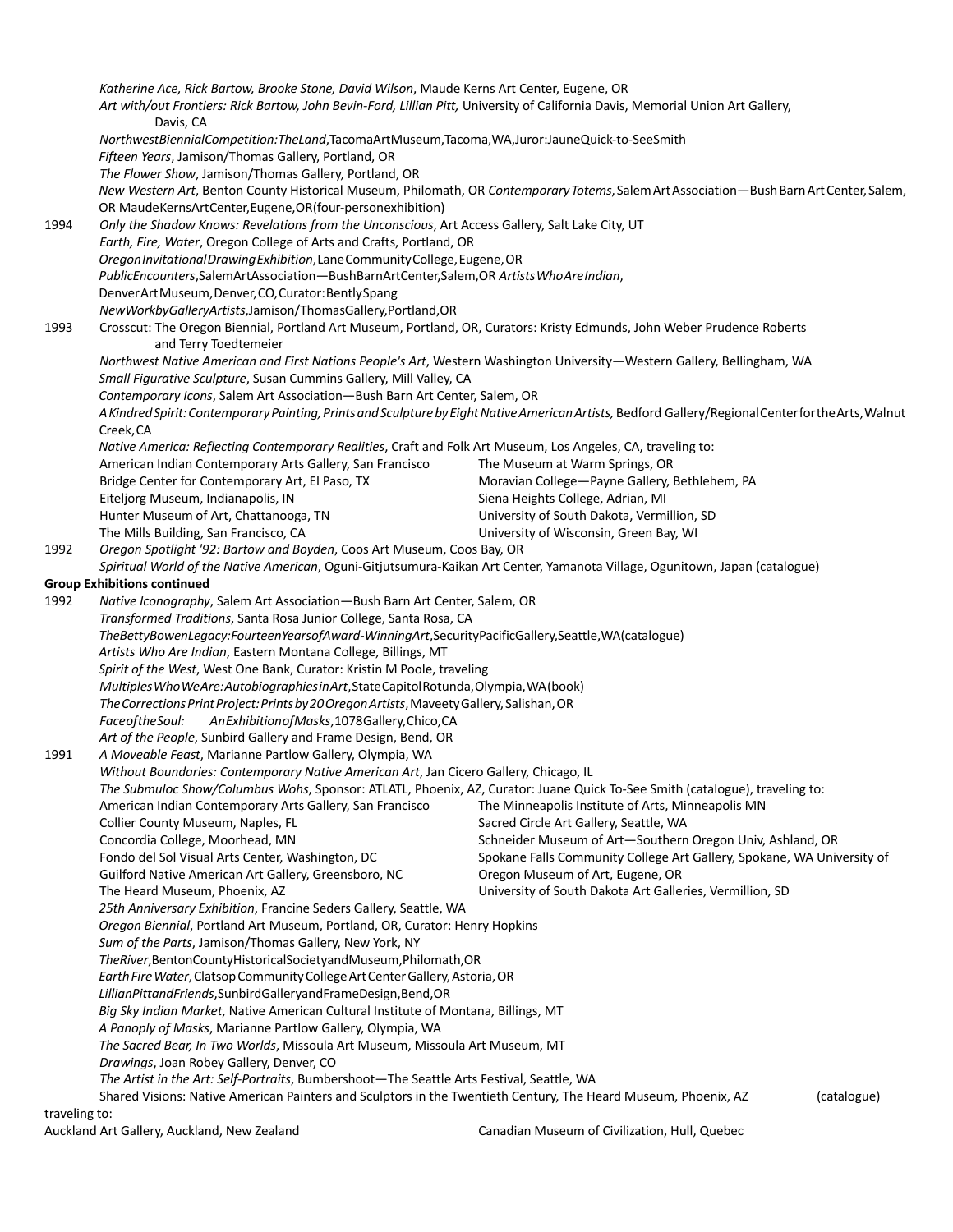*Katherine Ace, Rick Bartow, Brooke Stone, David Wilson*, Maude Kerns Art Center, Eugene, OR
*Art with/out Frontiers: Rick Bartow, John Bevin-Ford, Lillian Pitt,* University of California Davis, Memorial Union Art Gallery, Davis, CA
*NorthwestBiennialCompetition:TheLand*,TacomaArtMuseum,Tacoma,WA,Juror:JauneQuick-to-SeeSmith
*Fifteen Years*, Jamison/Thomas Gallery, Portland, OR
*The Flower Show*, Jamison/Thomas Gallery, Portland, OR
*New Western Art*, Benton County Historical Museum, Philomath, OR *Contemporary Totems*, Salem Art Association—Bush Barn Art Center, Salem, OR MaudeKernsArtCenter,Eugene,OR(four-personexhibition)

1994 *Only the Shadow Knows: Revelations from the Unconscious*, Art Access Gallery, Salt Lake City, UT
*Earth, Fire, Water*, Oregon College of Arts and Crafts, Portland, OR
*OregonInvitationalDrawingExhibition*, LaneCommunityCollege, Eugene, OR
*PublicEncounters*,SalemArtAssociation—BushBarnArtCenter,Salem,OR *ArtistsWhoAreIndian*, DenverArtMuseum,Denver,CO,Curator:BentlySpang
*NewWorkbyGalleryArtists*,Jamison/ThomasGallery,Portland,OR

1993 Crosscut: The Oregon Biennial, Portland Art Museum, Portland, OR, Curators: Kristy Edmunds, John Weber Prudence Roberts and Terry Toedtemeier
*Northwest Native American and First Nations People's Art*, Western Washington University—Western Gallery, Bellingham, WA
*Small Figurative Sculpture*, Susan Cummins Gallery, Mill Valley, CA
*Contemporary Icons*, Salem Art Association—Bush Barn Art Center, Salem, OR
*A Kindred Spirit: Contemporary Painting, Prints and Sculpture by Eight Native American Artists,* Bedford Gallery/RegionalCenterfortheArts, Walnut Creek, CA
*Native America: Reflecting Contemporary Realities*, Craft and Folk Art Museum, Los Angeles, CA, traveling to:
American Indian Contemporary Arts Gallery, San Francisco
Bridge Center for Contemporary Art, El Paso, TX
Eiteljorg Museum, Indianapolis, IN
Hunter Museum of Art, Chattanooga, TN
The Mills Building, San Francisco, CA
The Museum at Warm Springs, OR
Moravian College—Payne Gallery, Bethlehem, PA
Siena Heights College, Adrian, MI
University of South Dakota, Vermillion, SD
University of Wisconsin, Green Bay, WI

1992 *Oregon Spotlight '92: Bartow and Boyden*, Coos Art Museum, Coos Bay, OR
*Spiritual World of the Native American*, Oguni-Gitjutsumura-Kaikan Art Center, Yamanota Village, Ogunitown, Japan (catalogue)

**Group Exhibitions continued**

1992 *Native Iconography*, Salem Art Association—Bush Barn Art Center, Salem, OR
*Transformed Traditions*, Santa Rosa Junior College, Santa Rosa, CA
*TheBettyBowenLegacy:FourteenYearsofAward-WinningArt*,SecurityPacificGallery,Seattle,WA(catalogue)
*Artists Who Are Indian*, Eastern Montana College, Billings, MT
*Spirit of the West*, West One Bank, Curator: Kristin M Poole, traveling
*MultiplesWhoWeAre:AutobiographiesinArt*,StateCapitolRotunda,Olympia,WA(book)
*TheCorrectionsPrintProject:Printsby20OregonArtists*,MaveetyGallery,Salishan,OR
*FaceoftheSoul: AnExhibitionofMasks*,1078Gallery,Chico,CA
*Art of the People*, Sunbird Gallery and Frame Design, Bend, OR

1991 *A Moveable Feast*, Marianne Partlow Gallery, Olympia, WA
*Without Boundaries: Contemporary Native American Art*, Jan Cicero Gallery, Chicago, IL
*The Submuloc Show/Columbus Wohs*, Sponsor: ATLATL, Phoenix, AZ, Curator: Juane Quick To-See Smith (catalogue), traveling to:
American Indian Contemporary Arts Gallery, San Francisco
Collier County Museum, Naples, FL
Concordia College, Moorhead, MN
Fondo del Sol Visual Arts Center, Washington, DC
Guilford Native American Art Gallery, Greensboro, NC
The Heard Museum, Phoenix, AZ
The Minneapolis Institute of Arts, Minneapolis MN
Sacred Circle Art Gallery, Seattle, WA
Schneider Museum of Art—Southern Oregon Univ, Ashland, OR
Spokane Falls Community College Art Gallery, Spokane, WA University of Oregon Museum of Art, Eugene, OR
University of South Dakota Art Galleries, Vermillion, SD
*25th Anniversary Exhibition*, Francine Seders Gallery, Seattle, WA
*Oregon Biennial*, Portland Art Museum, Portland, OR, Curator: Henry Hopkins
*Sum of the Parts*, Jamison/Thomas Gallery, New York, NY
*TheRiver*,BentonCountyHistoricalSocietyandMuseum,Philomath,OR
*Earth Fire Water*, Clatsop Community College Art Center Gallery, Astoria, OR
*LillianPittandFriends*,SunbirdGalleryandFrameDesign,Bend,OR
*Big Sky Indian Market*, Native American Cultural Institute of Montana, Billings, MT
*A Panoply of Masks*, Marianne Partlow Gallery, Olympia, WA
*The Sacred Bear, In Two Worlds*, Missoula Art Museum, Missoula Art Museum, MT
*Drawings*, Joan Robey Gallery, Denver, CO
*The Artist in the Art: Self-Portraits*, Bumbershoot—The Seattle Arts Festival, Seattle, WA
Shared Visions: Native American Painters and Sculptors in the Twentieth Century, The Heard Museum, Phoenix, AZ (catalogue) traveling to:
Auckland Art Gallery, Auckland, New Zealand
Canadian Museum of Civilization, Hull, Quebec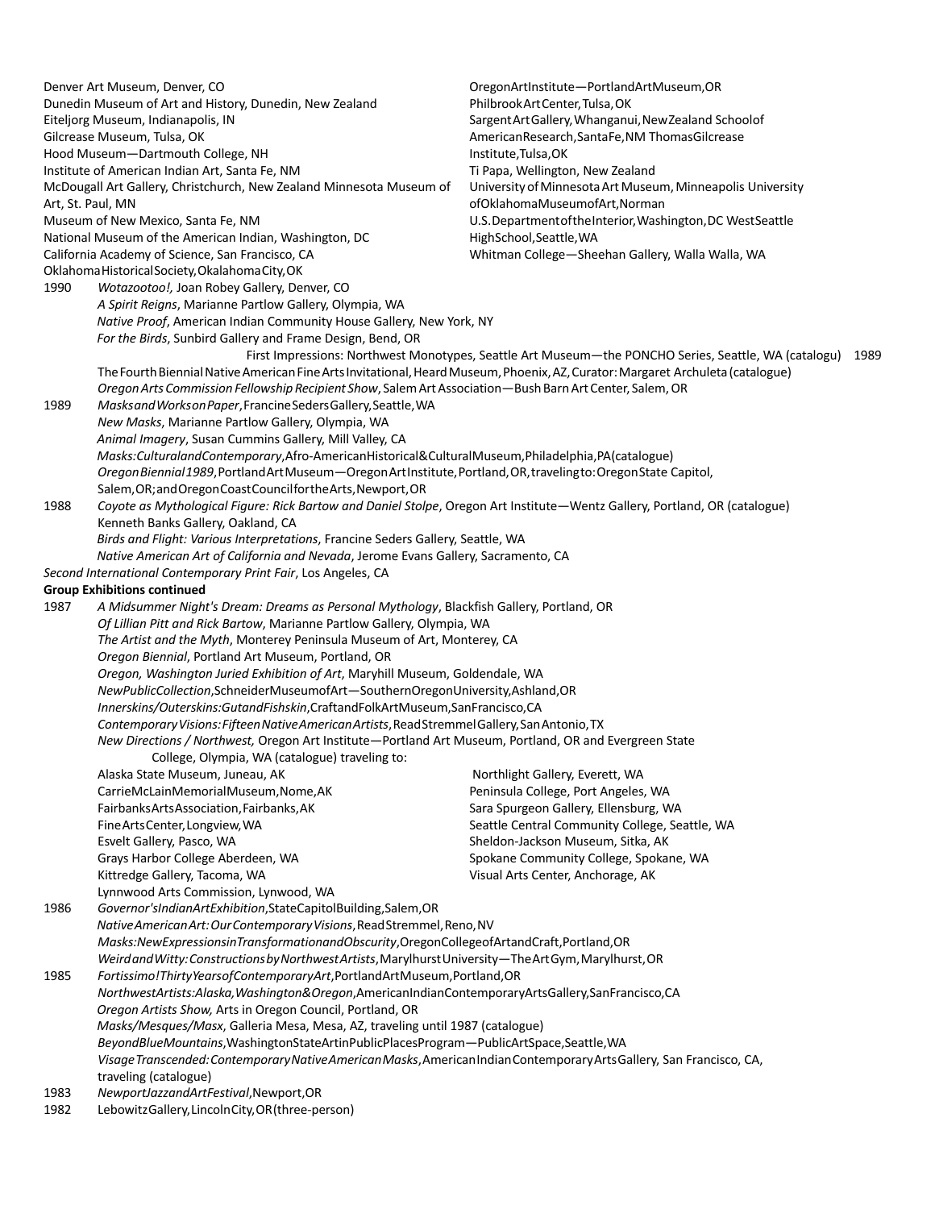Denver Art Museum, Denver, CO
Dunedin Museum of Art and History, Dunedin, New Zealand
Eiteljorg Museum, Indianapolis, IN
Gilcrease Museum, Tulsa, OK
Hood Museum—Dartmouth College, NH
Institute of American Indian Art, Santa Fe, NM
McDougall Art Gallery, Christchurch, New Zealand Minnesota Museum of Art, St. Paul, MN
Museum of New Mexico, Santa Fe, NM
National Museum of the American Indian, Washington, DC
California Academy of Science, San Francisco, CA
OklahomaHistoricalSociety,OkalahomaCity,OK
OregonArtInstitute—PortlandArtMuseum,OR
PhilbrookArtCenter,Tulsa,OK
SargentArtGallery,Whanganui,NewZealand Schoolof AmericanResearch,SantaFe,NM ThomasGilcrease Institute,Tulsa,OK
Ti Papa, Wellington, New Zealand
University of Minnesota Art Museum, Minneapolis University ofOklahomaMuseumofArt,Norman
U.S.DepartmentoftheInterior,Washington,DC WestSeattle HighSchool,Seattle,WA
Whitman College—Sheehan Gallery, Walla Walla, WA

1990 *Wotazootoo!,* Joan Robey Gallery, Denver, CO
*A Spirit Reigns*, Marianne Partlow Gallery, Olympia, WA
*Native Proof*, American Indian Community House Gallery, New York, NY
*For the Birds*, Sunbird Gallery and Frame Design, Bend, OR
First Impressions: Northwest Monotypes, Seattle Art Museum—the PONCHO Series, Seattle, WA (catalogu) 1989
The Fourth Biennial Native American Fine Arts Invitational, Heard Museum, Phoenix, AZ, Curator: Margaret Archuleta (catalogue)
*Oregon Arts Commission Fellowship Recipient Show*, Salem Art Association—Bush Barn Art Center, Salem, OR

1989 *MasksandWorksonPaper*,FrancineSedersGallery,Seattle,WA
*New Masks*, Marianne Partlow Gallery, Olympia, WA
*Animal Imagery*, Susan Cummins Gallery, Mill Valley, CA
*Masks:CulturalandContemporary*,Afro-AmericanHistorical&CulturalMuseum,Philadelphia,PA(catalogue)
*OregonBiennial1989*,PortlandArtMuseum—OregonArtInstitute,Portland,OR,travelingto:OregonState Capitol, Salem,OR;andOregonCoastCouncilfortheArts,Newport,OR

1988 *Coyote as Mythological Figure: Rick Bartow and Daniel Stolpe*, Oregon Art Institute—Wentz Gallery, Portland, OR (catalogue)
Kenneth Banks Gallery, Oakland, CA
*Birds and Flight: Various Interpretations*, Francine Seders Gallery, Seattle, WA
*Native American Art of California and Nevada*, Jerome Evans Gallery, Sacramento, CA
*Second International Contemporary Print Fair*, Los Angeles, CA

**Group Exhibitions continued**

1987 *A Midsummer Night's Dream: Dreams as Personal Mythology*, Blackfish Gallery, Portland, OR
*Of Lillian Pitt and Rick Bartow*, Marianne Partlow Gallery, Olympia, WA
*The Artist and the Myth*, Monterey Peninsula Museum of Art, Monterey, CA
*Oregon Biennial*, Portland Art Museum, Portland, OR
*Oregon, Washington Juried Exhibition of Art*, Maryhill Museum, Goldendale, WA
*NewPublicCollection*,SchneiderMuseumofArt—SouthernOregonUniversity,Ashland,OR
*Innerskins/Outerskins:GutandFishskin*,CraftandFolkArtMuseum,SanFrancisco,CA
*ContemporaryVisions:FifteenNativeAmericanArtists*,ReadStremmelGallery,SanAntonio,TX
*New Directions / Northwest,* Oregon Art Institute—Portland Art Museum, Portland, OR and Evergreen State College, Olympia, WA (catalogue) traveling to:
Alaska State Museum, Juneau, AK
CarrieMcLainMemorialMuseum,Nome,AK
FairbanksArtsAssociation,Fairbanks,AK
FineArtsCenter,Longview,WA
Esvelt Gallery, Pasco, WA
Grays Harbor College Aberdeen, WA
Kittredge Gallery, Tacoma, WA
Lynnwood Arts Commission, Lynwood, WA
Northlight Gallery, Everett, WA
Peninsula College, Port Angeles, WA
Sara Spurgeon Gallery, Ellensburg, WA
Seattle Central Community College, Seattle, WA
Sheldon-Jackson Museum, Sitka, AK
Spokane Community College, Spokane, WA
Visual Arts Center, Anchorage, AK

1986 *Governor'sIndianArtExhibition*,StateCapitolBuilding,Salem,OR
*NativeAmericanArt:OurContemporaryVisions*,ReadStremmel,Reno,NV
*Masks:NewExpressionsinTransformationandObscurity*,OregonCollegeofArtandCraft,Portland,OR
*WeirdandWitty:ConstructionsbyNorthwestArtists*,MarylhurstUniversity—TheArtGym,Marylhurst,OR

1985 *Fortissimo!ThirtyYearsofContemporaryArt*,PortlandArtMuseum,Portland,OR
*NorthwestArtists:Alaska,Washington&Oregon*,AmericanIndianContemporaryArtsGallery,SanFrancisco,CA
*Oregon Artists Show,* Arts in Oregon Council, Portland, OR
*Masks/Mesques/Masx*, Galleria Mesa, Mesa, AZ, traveling until 1987 (catalogue)
*BeyondBlueMountains*,WashingtonStateArtinPublicPlacesProgram—PublicArtSpace,Seattle,WA
*VisageTranscended:ContemporaryNativeAmericanMasks*,AmericanIndianContemporaryArtsGallery, San Francisco, CA, traveling (catalogue)

1983 *NewportJazzandArtFestival*,Newport,OR

1982 LebowitzGallery,LincolnCity,OR(three-person)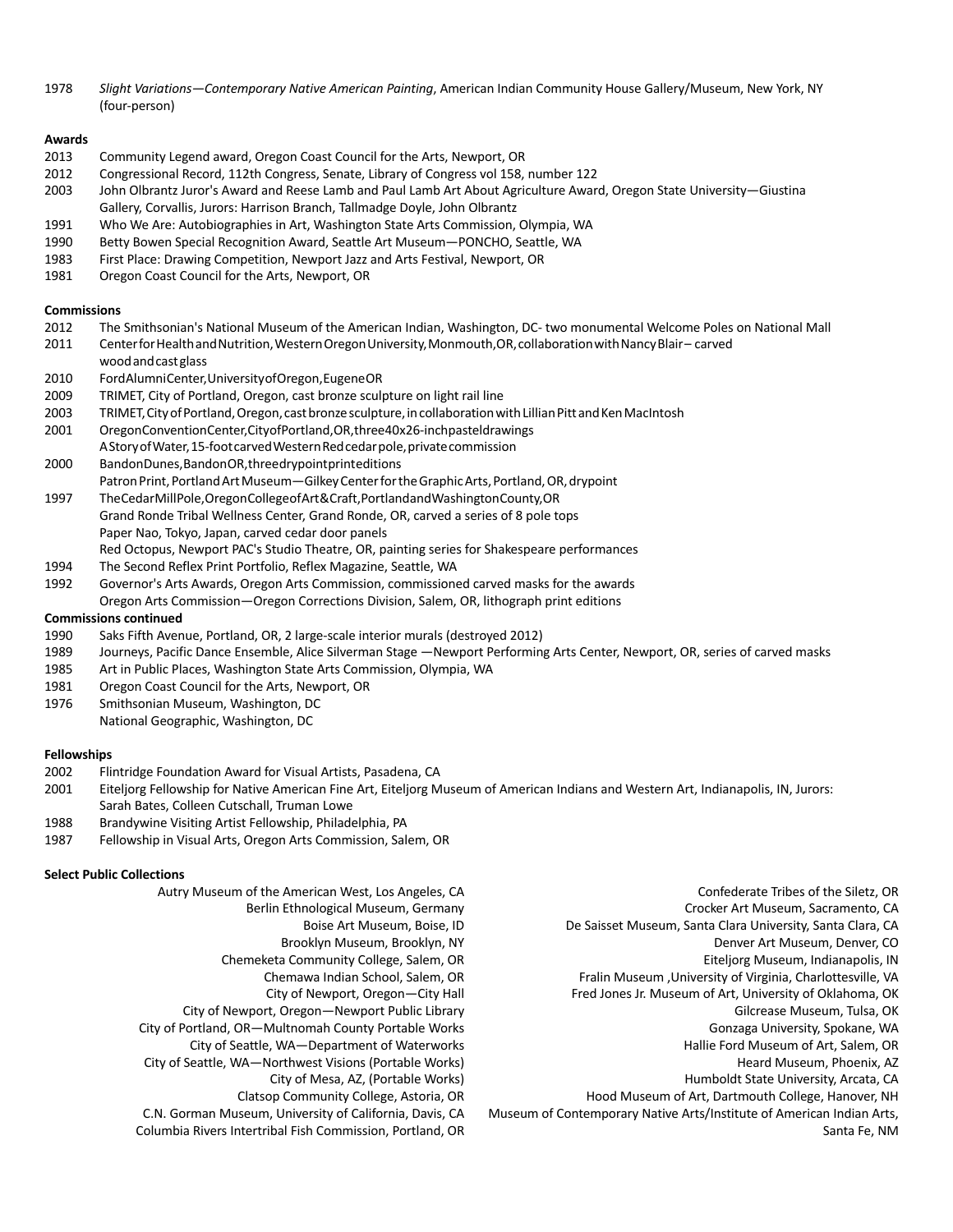1978 *Slight Variations—Contemporary Native American Painting*, American Indian Community House Gallery/Museum, New York, NY (four-person)

**Awards**

2013 Community Legend award, Oregon Coast Council for the Arts, Newport, OR

2012 Congressional Record, 112th Congress, Senate, Library of Congress vol 158, number 122

2003 John Olbrantz Juror's Award and Reese Lamb and Paul Lamb Art About Agriculture Award, Oregon State University—Giustina Gallery, Corvallis, Jurors: Harrison Branch, Tallmadge Doyle, John Olbrantz

1991 Who We Are: Autobiographies in Art, Washington State Arts Commission, Olympia, WA

1990 Betty Bowen Special Recognition Award, Seattle Art Museum—PONCHO, Seattle, WA

1983 First Place: Drawing Competition, Newport Jazz and Arts Festival, Newport, OR

1981 Oregon Coast Council for the Arts, Newport, OR

**Commissions**

2012 The Smithsonian's National Museum of the American Indian, Washington, DC- two monumental Welcome Poles on National Mall

2011 Center for Health and Nutrition, Western Oregon University, Monmouth, OR, collaboration with Nancy Blair – carved wood and cast glass

2010 Ford Alumni Center, University of Oregon, Eugene OR

2009 TRIMET, City of Portland, Oregon, cast bronze sculpture on light rail line

2003 TRIMET, City of Portland, Oregon, cast bronze sculpture, in collaboration with Lillian Pitt and Ken MacIntosh

2001 Oregon Convention Center, City of Portland, OR, three 40x26-inch pastel drawings
A Story of Water, 15-foot carved Western Red cedar pole, private commission

2000 Bandon Dunes, Bandon OR, three drypoint print editions
Patron Print, Portland Art Museum—Gilkey Center for the Graphic Arts, Portland, OR, drypoint

1997 The Cedar Mill Pole, Oregon College of Art & Craft, Portland and Washington County, OR
Grand Ronde Tribal Wellness Center, Grand Ronde, OR, carved a series of 8 pole tops
Paper Nao, Tokyo, Japan, carved cedar door panels
Red Octopus, Newport PAC's Studio Theatre, OR, painting series for Shakespeare performances

1994 The Second Reflex Print Portfolio, Reflex Magazine, Seattle, WA

1992 Governor's Arts Awards, Oregon Arts Commission, commissioned carved masks for the awards
Oregon Arts Commission—Oregon Corrections Division, Salem, OR, lithograph print editions

**Commissions continued**

1990 Saks Fifth Avenue, Portland, OR, 2 large-scale interior murals (destroyed 2012)

1989 Journeys, Pacific Dance Ensemble, Alice Silverman Stage —Newport Performing Arts Center, Newport, OR, series of carved masks

1985 Art in Public Places, Washington State Arts Commission, Olympia, WA

1981 Oregon Coast Council for the Arts, Newport, OR

1976 Smithsonian Museum, Washington, DC
National Geographic, Washington, DC

**Fellowships**

2002 Flintridge Foundation Award for Visual Artists, Pasadena, CA

2001 Eiteljorg Fellowship for Native American Fine Art, Eiteljorg Museum of American Indians and Western Art, Indianapolis, IN, Jurors: Sarah Bates, Colleen Cutschall, Truman Lowe

1988 Brandywine Visiting Artist Fellowship, Philadelphia, PA

1987 Fellowship in Visual Arts, Oregon Arts Commission, Salem, OR

**Select Public Collections**

Autry Museum of the American West, Los Angeles, CA
Berlin Ethnological Museum, Germany
Boise Art Museum, Boise, ID
Brooklyn Museum, Brooklyn, NY
Chemeketa Community College, Salem, OR
Chemawa Indian School, Salem, OR
City of Newport, Oregon—City Hall
City of Newport, Oregon—Newport Public Library
City of Portland, OR—Multnomah County Portable Works
City of Seattle, WA—Department of Waterworks
City of Seattle, WA—Northwest Visions (Portable Works)
City of Mesa, AZ, (Portable Works)
Clatsop Community College, Astoria, OR
C.N. Gorman Museum, University of California, Davis, CA
Columbia Rivers Intertribal Fish Commission, Portland, OR
Confederate Tribes of the Siletz, OR
Crocker Art Museum, Sacramento, CA
De Saisset Museum, Santa Clara University, Santa Clara, CA
Denver Art Museum, Denver, CO
Eiteljorg Museum, Indianapolis, IN
Fralin Museum ,University of Virginia, Charlottesville, VA
Fred Jones Jr. Museum of Art, University of Oklahoma, OK
Gilcrease Museum, Tulsa, OK
Gonzaga University, Spokane, WA
Hallie Ford Museum of Art, Salem, OR
Heard Museum, Phoenix, AZ
Humboldt State University, Arcata, CA
Hood Museum of Art, Dartmouth College, Hanover, NH
Museum of Contemporary Native Arts/Institute of American Indian Arts, Santa Fe, NM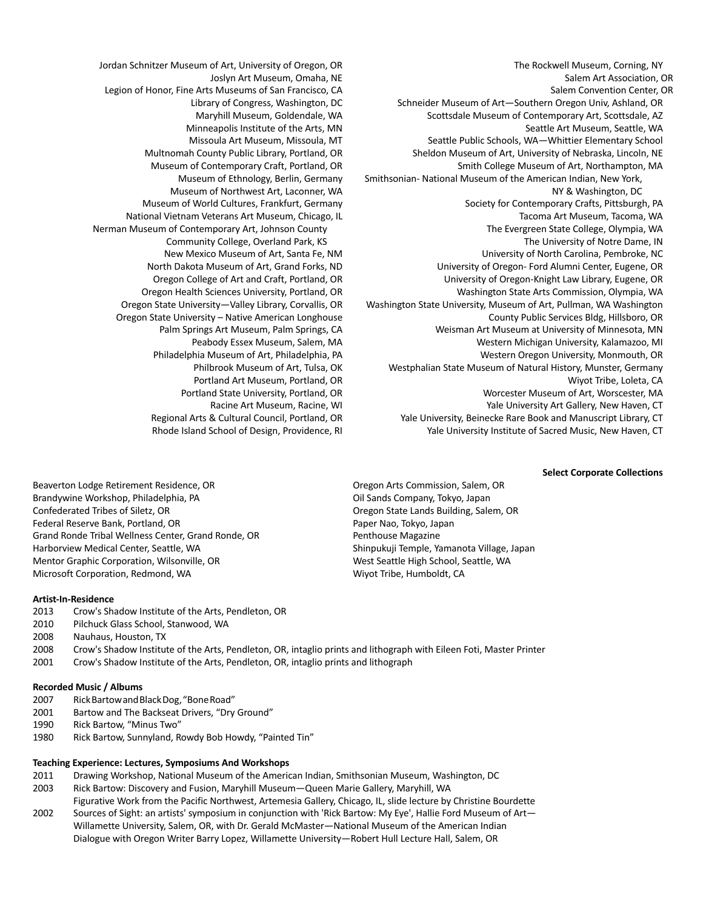Jordan Schnitzer Museum of Art, University of Oregon, OR
Joslyn Art Museum, Omaha, NE
Legion of Honor, Fine Arts Museums of San Francisco, CA
Library of Congress, Washington, DC
Maryhill Museum, Goldendale, WA
Minneapolis Institute of the Arts, MN
Missoula Art Museum, Missoula, MT
Multnomah County Public Library, Portland, OR
Museum of Contemporary Craft, Portland, OR
Museum of Ethnology, Berlin, Germany
Museum of Northwest Art, Laconner, WA
Museum of World Cultures, Frankfurt, Germany
National Vietnam Veterans Art Museum, Chicago, IL
Nerman Museum of Contemporary Art, Johnson County Community College, Overland Park, KS
New Mexico Museum of Art, Santa Fe, NM
North Dakota Museum of Art, Grand Forks, ND
Oregon College of Art and Craft, Portland, OR
Oregon Health Sciences University, Portland, OR
Oregon State University—Valley Library, Corvallis, OR
Oregon State University – Native American Longhouse
Palm Springs Art Museum, Palm Springs, CA
Peabody Essex Museum, Salem, MA
Philadelphia Museum of Art, Philadelphia, PA
Philbrook Museum of Art, Tulsa, OK
Portland Art Museum, Portland, OR
Portland State University, Portland, OR
Racine Art Museum, Racine, WI
Regional Arts & Cultural Council, Portland, OR
Rhode Island School of Design, Providence, RI
The Rockwell Museum, Corning, NY
Salem Art Association, OR
Salem Convention Center, OR
Schneider Museum of Art—Southern Oregon Univ, Ashland, OR
Scottsdale Museum of Contemporary Art, Scottsdale, AZ
Seattle Art Museum, Seattle, WA
Seattle Public Schools, WA—Whittier Elementary School
Sheldon Museum of Art, University of Nebraska, Lincoln, NE
Smith College Museum of Art, Northampton, MA
Smithsonian- National Museum of the American Indian, New York, NY & Washington, DC
Society for Contemporary Crafts, Pittsburgh, PA
Tacoma Art Museum, Tacoma, WA
The Evergreen State College, Olympia, WA
The University of Notre Dame, IN
University of North Carolina, Pembroke, NC
University of Oregon- Ford Alumni Center, Eugene, OR
University of Oregon-Knight Law Library, Eugene, OR
Washington State Arts Commission, Olympia, WA
Washington State University, Museum of Art, Pullman, WA
Washington County Public Services Bldg, Hillsboro, OR
Weisman Art Museum at University of Minnesota, MN
Western Michigan University, Kalamazoo, MI
Western Oregon University, Monmouth, OR
Westphalian State Museum of Natural History, Munster, Germany
Wiyot Tribe, Loleta, CA
Worcester Museum of Art, Worscester, MA
Yale University Art Gallery, New Haven, CT
Yale University, Beinecke Rare Book and Manuscript Library, CT
Yale University Institute of Sacred Music, New Haven, CT

**Select Corporate Collections**

Beaverton Lodge Retirement Residence, OR
Brandywine Workshop, Philadelphia, PA
Confederated Tribes of Siletz, OR
Federal Reserve Bank, Portland, OR
Grand Ronde Tribal Wellness Center, Grand Ronde, OR
Harborview Medical Center, Seattle, WA
Mentor Graphic Corporation, Wilsonville, OR
Microsoft Corporation, Redmond, WA
Oregon Arts Commission, Salem, OR
Oil Sands Company, Tokyo, Japan
Oregon State Lands Building, Salem, OR
Paper Nao, Tokyo, Japan
Penthouse Magazine
Shinpukuji Temple, Yamanota Village, Japan
West Seattle High School, Seattle, WA
Wiyot Tribe, Humboldt, CA

**Artist-In-Residence**

2013 Crow's Shadow Institute of the Arts, Pendleton, OR
2010 Pilchuck Glass School, Stanwood, WA
2008 Nauhaus, Houston, TX
2008 Crow's Shadow Institute of the Arts, Pendleton, OR, intaglio prints and lithograph with Eileen Foti, Master Printer
2001 Crow's Shadow Institute of the Arts, Pendleton, OR, intaglio prints and lithograph

**Recorded Music / Albums**

2007 Rick Bartow and Black Dog, "Bone Road"
2001 Bartow and The Backseat Drivers, "Dry Ground"
1990 Rick Bartow, "Minus Two"
1980 Rick Bartow, Sunnyland, Rowdy Bob Howdy, "Painted Tin"

**Teaching Experience: Lectures, Symposiums And Workshops**

2011 Drawing Workshop, National Museum of the American Indian, Smithsonian Museum, Washington, DC
2003 Rick Bartow: Discovery and Fusion, Maryhill Museum—Queen Marie Gallery, Maryhill, WA
Figurative Work from the Pacific Northwest, Artemesia Gallery, Chicago, IL, slide lecture by Christine Bourdette
2002 Sources of Sight: an artists' symposium in conjunction with 'Rick Bartow: My Eye', Hallie Ford Museum of Art—Willamette University, Salem, OR, with Dr. Gerald McMaster—National Museum of the American Indian
Dialogue with Oregon Writer Barry Lopez, Willamette University—Robert Hull Lecture Hall, Salem, OR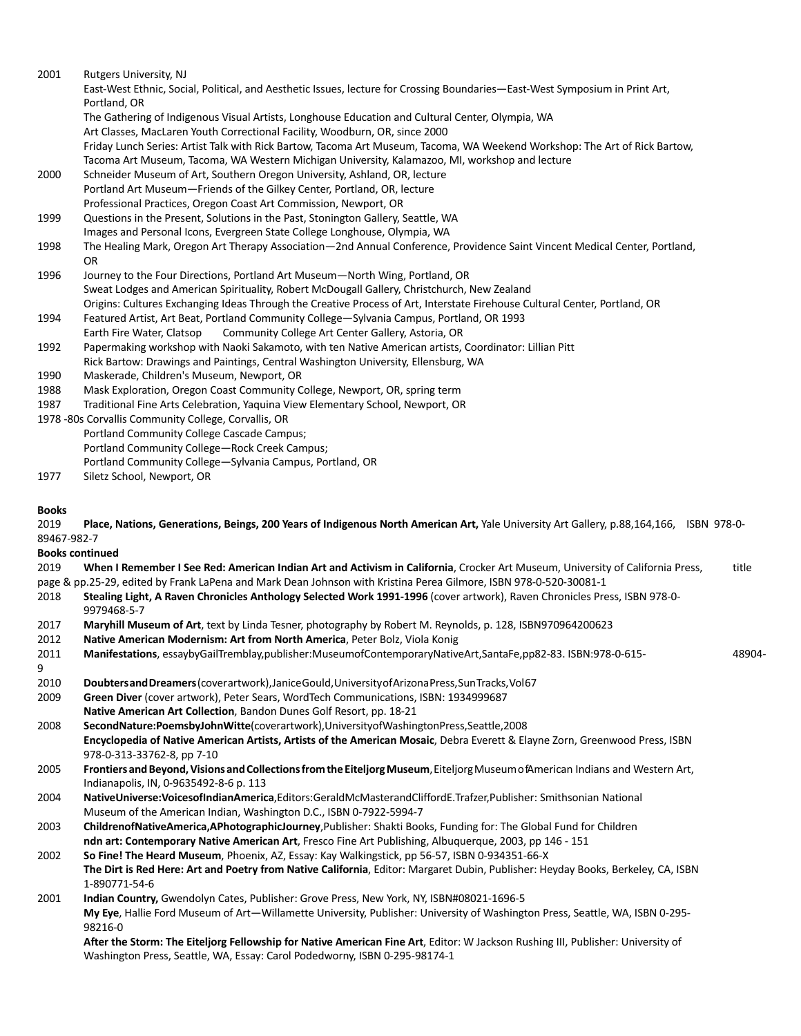2001 Rutgers University, NJ
East-West Ethnic, Social, Political, and Aesthetic Issues, lecture for Crossing Boundaries—East-West Symposium in Print Art, Portland, OR
The Gathering of Indigenous Visual Artists, Longhouse Education and Cultural Center, Olympia, WA
Art Classes, MacLaren Youth Correctional Facility, Woodburn, OR, since 2000
Friday Lunch Series: Artist Talk with Rick Bartow, Tacoma Art Museum, Tacoma, WA Weekend Workshop: The Art of Rick Bartow, Tacoma Art Museum, Tacoma, WA Western Michigan University, Kalamazoo, MI, workshop and lecture

2000 Schneider Museum of Art, Southern Oregon University, Ashland, OR, lecture
Portland Art Museum—Friends of the Gilkey Center, Portland, OR, lecture
Professional Practices, Oregon Coast Art Commission, Newport, OR

1999 Questions in the Present, Solutions in the Past, Stonington Gallery, Seattle, WA
Images and Personal Icons, Evergreen State College Longhouse, Olympia, WA

1998 The Healing Mark, Oregon Art Therapy Association—2nd Annual Conference, Providence Saint Vincent Medical Center, Portland, OR

1996 Journey to the Four Directions, Portland Art Museum—North Wing, Portland, OR
Sweat Lodges and American Spirituality, Robert McDougall Gallery, Christchurch, New Zealand
Origins: Cultures Exchanging Ideas Through the Creative Process of Art, Interstate Firehouse Cultural Center, Portland, OR

1994 Featured Artist, Art Beat, Portland Community College—Sylvania Campus, Portland, OR 1993
Earth Fire Water, Clatsop Community College Art Center Gallery, Astoria, OR

1992 Papermaking workshop with Naoki Sakamoto, with ten Native American artists, Coordinator: Lillian Pitt
Rick Bartow: Drawings and Paintings, Central Washington University, Ellensburg, WA

1990 Maskerade, Children's Museum, Newport, OR

1988 Mask Exploration, Oregon Coast Community College, Newport, OR, spring term

1987 Traditional Fine Arts Celebration, Yaquina View Elementary School, Newport, OR

1978 -80s Corvallis Community College, Corvallis, OR
Portland Community College Cascade Campus;
Portland Community College—Rock Creek Campus;
Portland Community College—Sylvania Campus, Portland, OR

1977 Siletz School, Newport, OR

**Books**

2019 **Place, Nations, Generations, Beings, 200 Years of Indigenous North American Art,** Yale University Art Gallery, p.88,164,166, ISBN 978-0-89467-982-7

**Books continued**

2019 **When I Remember I See Red: American Indian Art and Activism in California**, Crocker Art Museum, University of California Press, title page & pp.25-29, edited by Frank LaPena and Mark Dean Johnson with Kristina Perea Gilmore, ISBN 978-0-520-30081-1

2018 **Stealing Light, A Raven Chronicles Anthology Selected Work 1991-1996** (cover artwork), Raven Chronicles Press, ISBN 978-0-9979468-5-7

2017 **Maryhill Museum of Art**, text by Linda Tesner, photography by Robert M. Reynolds, p. 128, ISBN970964200623

2012 **Native American Modernism: Art from North America**, Peter Bolz, Viola Konig

2011 **Manifestations**, essaybyGailTremblay,publisher:MuseumofContemporaryNativeArt,SantaFe,pp82-83. ISBN:978-0-615-48904-9

2010 **DoubtersandDreamers**(coverartwork),JaniceGould,UniversityofArizonaPress,SunTracks,Vol67

2009 **Green Diver** (cover artwork), Peter Sears, WordTech Communications, ISBN: 1934999687
**Native American Art Collection**, Bandon Dunes Golf Resort, pp. 18-21

2008 **SecondNature:PoemsbyJohnWitte**(coverartwork),UniversityofWashingtonPress,Seattle,2008
**Encyclopedia of Native American Artists, Artists of the American Mosaic**, Debra Everett & Elayne Zorn, Greenwood Press, ISBN 978-0-313-33762-8, pp 7-10

2005 **Frontiers and Beyond, Visions and Collections from the Eiteljorg Museum**, Eiteljorg Museum of American Indians and Western Art, Indianapolis, IN, 0-9635492-8-6 p. 113

2004 **NativeUniverse:VoicesofIndianAmerica**,Editors:GeraldMcMasterandCliffordE.Trafzer,Publisher: Smithsonian National Museum of the American Indian, Washington D.C., ISBN 0-7922-5994-7

2003 **ChildrenofNativeAmerica,APhotographicJourney**,Publisher: Shakti Books, Funding for: The Global Fund for Children
**ndn art: Contemporary Native American Art**, Fresco Fine Art Publishing, Albuquerque, 2003, pp 146 - 151

2002 **So Fine! The Heard Museum**, Phoenix, AZ, Essay: Kay Walkingstick, pp 56-57, ISBN 0-934351-66-X
**The Dirt is Red Here: Art and Poetry from Native California**, Editor: Margaret Dubin, Publisher: Heyday Books, Berkeley, CA, ISBN 1-890771-54-6

2001 **Indian Country,** Gwendolyn Cates, Publisher: Grove Press, New York, NY, ISBN#08021-1696-5
**My Eye**, Hallie Ford Museum of Art—Willamette University, Publisher: University of Washington Press, Seattle, WA, ISBN 0-295-98216-0
**After the Storm: The Eiteljorg Fellowship for Native American Fine Art**, Editor: W Jackson Rushing III, Publisher: University of Washington Press, Seattle, WA, Essay: Carol Podedworny, ISBN 0-295-98174-1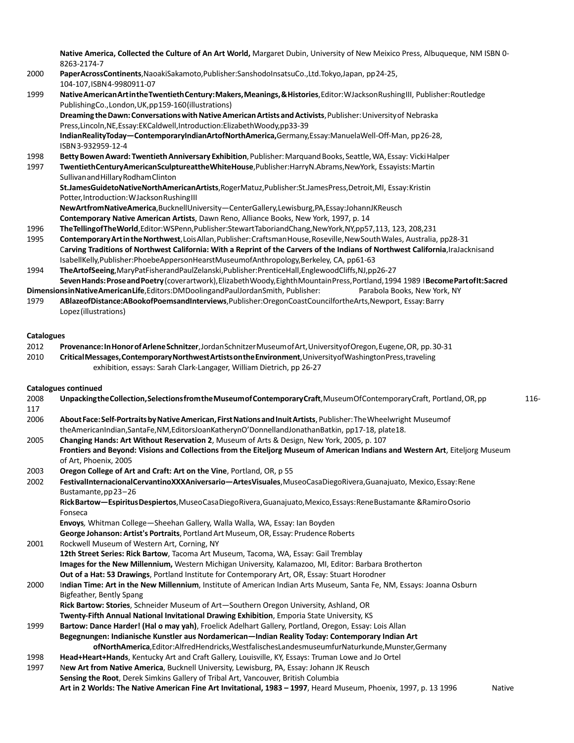**Native America, Collected the Culture of An Art World,** Margaret Dubin, University of New Meixico Press, Albuqueque, NM ISBN 0-8263-2174-7

2000 **PaperAcrossContinents**,NaoakiSakamoto,Publisher:SanshodoInsatsuCo.,Ltd.Tokyo,Japan, pp24-25, 104-107,ISBN4-9980911-07

1999 **NativeAmericanArtintheTwentiethCentury:Makers,Meanings,&Histories**,Editor:WJacksonRushingIII, Publisher:Routledge PublishingCo.,London,UK,pp159-160(illustrations)

**Dreaming the Dawn: Conversations with Native American Artists and Activists**, Publisher: University of Nebraska Press,Lincoln,NE,Essay:EKCaldwell,Introduction:ElizabethWoody,pp33-39

**IndianRealityToday—ContemporaryIndianArtofNorthAmerica,**Germany,Essay:ManuelaWell-Off-Man, pp26-28, ISBN3-932959-12-4

1998 **Betty Bowen Award: Twentieth Anniversary Exhibition**, Publisher: Marquand Books, Seattle, WA, Essay: Vicki Halper

1997 **TwentiethCenturyAmericanSculptureattheWhiteHouse**,Publisher:HarryN.Abrams,NewYork, Essayists:Martin SullivanandHillaryRodhamClinton

**St.JamesGuidetoNativeNorthAmericanArtists**,RogerMatuz,Publisher:St.JamesPress,Detroit,MI, Essay:Kristin Potter,Introduction:WJacksonRushingIII

**NewArtfromNativeAmerica**,BucknellUniversity—CenterGallery,Lewisburg,PA,Essay:JohannJKReusch

**Contemporary Native American Artists**, Dawn Reno, Alliance Books, New York, 1997, p. 14

1996 **TheTellingofTheWorld**,Editor:WSPenn,Publisher:StewartTaboriandChang,NewYork,NY,pp57,113, 123, 208,231

1995 **ContemporaryArtintheNorthwest**,LoisAllan,Publisher:CraftsmanHouse,Roseville,NewSouthWales, Australia, pp28-31

C**arving Traditions of Northwest California: With a Reprint of the Carvers of the Indians of Northwest California**,IraJacknisand IsabellKelly,Publisher:PhoebeAppersonHearstMuseumofAnthropology,Berkeley, CA, pp61-63

1994 **TheArtofSeeing**,MaryPatFisherandPaulZelanski,Publisher:PrenticeHall,EnglewoodCliffs,NJ,pp26-27

**SevenHands:ProseandPoetry**(coverartwork),ElizabethWoody,EighthMountainPress,Portland,1994 1989 I**BecomePartofIt:Sacred DimensionsinNativeAmericanLife**,Editors:DMDoolingandPaulJordanSmith, Publisher: Parabola Books, New York, NY

1979 **ABlazeofDistance:ABookofPoemsandInterviews**,Publisher:OregonCoastCouncilfortheArts,Newport, Essay: Barry Lopez(illustrations)

**Catalogues**

2012 **Provenance:InHonorofArleneSchnitzer**,JordanSchnitzerMuseumofArt,UniversityofOregon,Eugene,OR, pp.30-31

2010 **CriticalMessages,ContemporaryNorthwestArtistsontheEnvironment**,UniversityofWashingtonPress,traveling exhibition, essays: Sarah Clark-Langager, William Dietrich, pp 26-27

**Catalogues continued**

2008 **UnpackingtheCollection,SelectionsfromtheMuseumofContemporaryCraft**,MuseumOfContemporaryCraft, Portland,OR,pp 116-117

2006 **AboutFace:Self-PortraitsbyNativeAmerican,FirstNationsandInuitArtists**, Publisher:The Wheelwright Museumof theAmericanIndian,SantaFe,NM,EditorsJoanKatherynO'DonnellandJonathanBatkin, pp17-18, plate18.

2005 **Changing Hands: Art Without Reservation 2**, Museum of Arts & Design, New York, 2005, p. 107

**Frontiers and Beyond: Visions and Collections from the Eiteljorg Museum of American Indians and Western Art**, Eiteljorg Museum of Art, Phoenix, 2005

2003 **Oregon College of Art and Craft: Art on the Vine**, Portland, OR, p 55

2002 **FestivalInternacionalCervantinoXXXAniversario—ArtesVisuales**,MuseoCasaDiegoRivera,Guanajuato, Mexico, Essay: Rene Bustamante, pp23–26

**RickBartow—EspiritusDespiertos**,MuseoCasaDiegoRivera,Guanajuato,Mexico,Essays:ReneBustamante &RamiroOsorio Fonseca

**Envoys***,* Whitman College—Sheehan Gallery, Walla Walla, WA, Essay: Ian Boyden

**George Johanson: Artist's Portraits**, Portland Art Museum, OR, Essay: Prudence Roberts

2001 Rockwell Museum of Western Art, Corning, NY

**12th Street Series: Rick Bartow**, Tacoma Art Museum, Tacoma, WA, Essay: Gail Tremblay

**Images for the New Millennium,** Western Michigan University, Kalamazoo, MI, Editor: Barbara Brotherton

**Out of a Hat: 53 Drawings**, Portland Institute for Contemporary Art, OR, Essay: Stuart Horodner

2000 I**ndian Time: Art in the New Millennium**, Institute of American Indian Arts Museum, Santa Fe, NM, Essays: Joanna Osburn Bigfeather, Bently Spang

**Rick Bartow: Stories**, Schneider Museum of Art—Southern Oregon University, Ashland, OR

**Twenty-Fifth Annual National Invitational Drawing Exhibition**, Emporia State University, KS

1999 **Bartow: Dance Harder! (Hal o may yah)**, Froelick Adelhart Gallery, Portland, Oregon, Essay: Lois Allan

**Begegnungen: Indianische Kunstler aus Nordamerican—Indian Reality Today: Contemporary Indian Art ofNorthAmerica**,Editor:AlfredHendricks,WestfalischesLandesmuseumfurNaturkunde,Munster,Germany

1998 **Head+Heart+Hands**, Kentucky Art and Craft Gallery, Louisville, KY, Essays: Truman Lowe and Jo Ortel

1997 N**ew Art from Native America**, Bucknell University, Lewisburg, PA, Essay: Johann JK Reusch

**Sensing the Root**, Derek Simkins Gallery of Tribal Art, Vancouver, British Columbia

**Art in 2 Worlds: The Native American Fine Art Invitational, 1983 – 1997**, Heard Museum, Phoenix, 1997, p. 13 1996 Native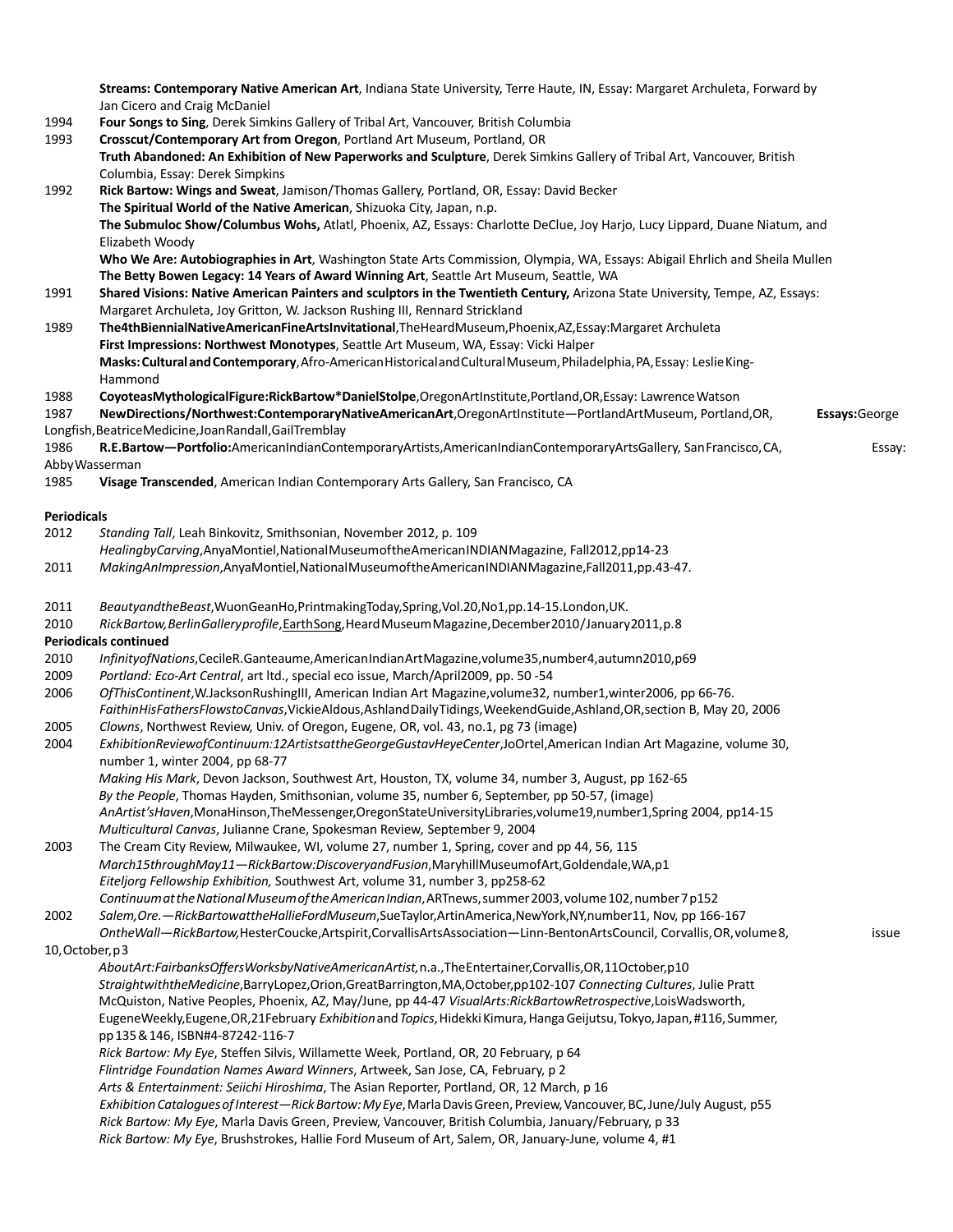**Streams: Contemporary Native American Art**, Indiana State University, Terre Haute, IN, Essay: Margaret Archuleta, Forward by Jan Cicero and Craig McDaniel

1994 **Four Songs to Sing**, Derek Simkins Gallery of Tribal Art, Vancouver, British Columbia

1993 **Crosscut/Contemporary Art from Oregon**, Portland Art Museum, Portland, OR

**Truth Abandoned: An Exhibition of New Paperworks and Sculpture**, Derek Simkins Gallery of Tribal Art, Vancouver, British Columbia, Essay: Derek Simpkins

1992 **Rick Bartow: Wings and Sweat**, Jamison/Thomas Gallery, Portland, OR, Essay: David Becker

**The Spiritual World of the Native American**, Shizuoka City, Japan, n.p.

**The Submuloc Show/Columbus Wohs,** Atlatl, Phoenix, AZ, Essays: Charlotte DeClue, Joy Harjo, Lucy Lippard, Duane Niatum, and Elizabeth Woody

**Who We Are: Autobiographies in Art**, Washington State Arts Commission, Olympia, WA, Essays: Abigail Ehrlich and Sheila Mullen

**The Betty Bowen Legacy: 14 Years of Award Winning Art**, Seattle Art Museum, Seattle, WA

1991 **Shared Visions: Native American Painters and sculptors in the Twentieth Century,** Arizona State University, Tempe, AZ, Essays: Margaret Archuleta, Joy Gritton, W. Jackson Rushing III, Rennard Strickland

1989 **The4thBiennialNativeAmericanFineArtsInvitational**,TheHeardMuseum,Phoenix,AZ,Essay:Margaret Archuleta

**First Impressions: Northwest Monotypes**, Seattle Art Museum, WA, Essay: Vicki Halper

**Masks:CulturalandContemporary**,Afro-AmericanHistoricalandCulturalMuseum,Philadelphia,PA,Essay: LeslieKing-Hammond

1988 **CoyoteasMythologicalFigure:RickBartow*DanielStolpe**,OregonArtInstitute,Portland,OR,Essay: LawrenceWatson

1987 **NewDirections/Northwest:ContemporaryNativeAmericanArt**,OregonArtInstitute—PortlandArtMuseum, Portland,OR, **Essays:**George Longfish,BeatriceMedicine,JoanRandall,GailTremblay

1986 **R.E.Bartow—Portfolio:**AmericanIndianContemporaryArtists,AmericanIndianContemporaryArtsGallery, SanFrancisco,CA, Essay: AbbyWasserman

1985 **Visage Transcended**, American Indian Contemporary Arts Gallery, San Francisco, CA

**Periodicals**

2012 *Standing Tall*, Leah Binkovitz, Smithsonian, November 2012, p. 109

*HealingbyCarving*,AnyaMontiel,NationalMuseumoftheAmericanINDIANMagazine, Fall2012,pp14-23

2011 *MakingAnImpression*,AnyaMontiel,NationalMuseumoftheAmericanINDIANMagazine,Fall2011,pp.43-47.

2011 *BeautyandtheBeast*,WuonGeanHo,PrintmakingToday,Spring,Vol.20,No1,pp.14-15.London,UK.

2010 *RickBartow,BerlinGalleryprofile*,EarthSong,HeardMuseumMagazine,December2010/January2011,p.8

**Periodicals continued**

2010 *InfinityofNations*,CecileR.Ganteaume,AmericanIndianArtMagazine,volume35,number4,autumn2010,p69

2009 *Portland: Eco-Art Central*, art ltd., special eco issue, March/April2009, pp. 50 -54

2006 *OfThisContinent*,W.JacksonRushingIII, American Indian Art Magazine,volume32, number1,winter2006, pp 66-76.

*FaithinHisFathersFlowstoCanvas*,VickieAldous,AshlandDailyTidings,WeekendGuide,Ashland,OR,section B, May 20, 2006

2005 *Clowns*, Northwest Review, Univ. of Oregon, Eugene, OR, vol. 43, no.1, pg 73 (image)

2004 *ExhibitionReviewofContinuum:12ArtistsattheGeorgeGustavHeyeCenter*,JoOrtel,American Indian Art Magazine, volume 30, number 1, winter 2004, pp 68-77

*Making His Mark*, Devon Jackson, Southwest Art, Houston, TX, volume 34, number 3, August, pp 162-65

*By the People*, Thomas Hayden, Smithsonian, volume 35, number 6, September, pp 50-57, (image)

*AnArtist'sHaven*,MonaHinson,TheMessenger,OregonStateUniversityLibraries,volume19,number1,Spring 2004, pp14-15

*Multicultural Canvas*, Julianne Crane, Spokesman Review*,* September 9, 2004

2003 The Cream City Review, Milwaukee, WI, volume 27, number 1, Spring, cover and pp 44, 56, 115

*March15throughMay11—RickBartow:DiscoveryandFusion*,MaryhillMuseumofArt,Goldendale,WA,p1

*Eiteljorg Fellowship Exhibition,* Southwest Art, volume 31, number 3, pp258-62

*ContinuumattheNationalMuseumoftheAmericanIndian*,ARTnews,summer2003,volume102,number7p152

2002 *Salem,Ore.—RickBartowattheHallieFordMuseum*,SueTaylor,ArtinAmerica,NewYork,NY,number11, Nov, pp 166-167

*OntheWall—RickBartow,*HesterCoucke,Artspirit,CorvallisArtsAssociation—Linn-BentonArtsCouncil, Corvallis,OR,volume8, issue 10,October,p3

*AboutArt:FairbanksOffersWorksbyNativeAmericanArtist,*n.a.,TheEntertainer,Corvallis,OR,11October,p10

*StraightwiththeMedicine*,BarryLopez,Orion,GreatBarrington,MA,October,pp102-107 *Connecting Cultures*, Julie Pratt McQuiston, Native Peoples, Phoenix, AZ, May/June, pp 44-47 *VisualArts:RickBartowRetrospective*,LoisWadsworth, EugeneWeekly,Eugene,OR,21February *Exhibition* and *Topics*, Hidekki Kimura, Hanga Geijutsu, Tokyo, Japan, #116, Summer, pp 135 & 146, ISBN#4-87242-116-7

*Rick Bartow: My Eye*, Steffen Silvis, Willamette Week, Portland, OR, 20 February, p 64

*Flintridge Foundation Names Award Winners*, Artweek, San Jose, CA, February, p 2

*Arts & Entertainment: Seiichi Hiroshima*, The Asian Reporter, Portland, OR, 12 March, p 16

*Exhibition Catalogues of Interest—Rick Bartow: My Eye*, Marla Davis Green, Preview, Vancouver, BC, June/July August, p55

*Rick Bartow: My Eye*, Marla Davis Green, Preview, Vancouver, British Columbia, January/February, p 33

*Rick Bartow: My Eye*, Brushstrokes, Hallie Ford Museum of Art, Salem, OR, January-June, volume 4, #1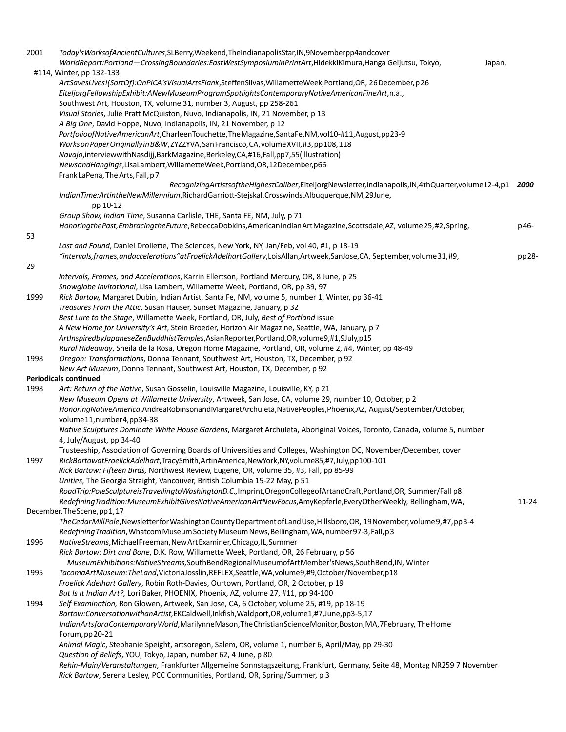2001 *Today's Works of Ancient Cultures*, SL Berry, Weekend, The Indianapolis Star, IN, 9 November pp 4 and cover

*World Report: Portland—Crossing Boundaries: East West Symposium in Print Art*, Hidekki Kimura, Hanga Geijutsu, Tokyo, Japan, #114, Winter, pp 132-133

*Art Saves Lives! (Sort Of): On PICA's Visual Arts Flank*, Steffen Silvas, Willamette Week, Portland, OR, 26 December, p 26

*Eiteljorg Fellowship Exhibit: A New Museum Program Spotlights Contemporary Native American Fine Art*, n.a., Southwest Art, Houston, TX, volume 31, number 3, August, pp 258-261

*Visual Stories*, Julie Pratt McQuiston, Nuvo, Indianapolis, IN, 21 November, p 13

*A Big One*, David Hoppe, Nuvo, Indianapolis, IN, 21 November, p 12

*Portfolio of Native American Art*, Charleen Touchette, The Magazine, Santa Fe, NM, vol 10-#11, August, pp 23-9

*Works on Paper Originally in B&W*, ZYZZYVA, San Francisco, CA, volume XVII, #3, pp 108, 118

*Navajo*, interview with Nasdijj, Bark Magazine, Berkeley, CA, #16, Fall, pp 7, 55 (illustration)

*News and Hangings*, Lisa Lambert, Willamette Week, Portland, OR, 12 December, p 66

Frank LaPena, The Arts, Fall, p 7

2000 *Recognizing Artists of the Highest Caliber*, Eiteljorg Newsletter, Indianapolis, IN, 4th Quarter, volume 12-4, p 1

*Indian Time: Art in the New Millennium*, Richard Garriott-Stejskal, Crosswinds, Albuquerque, NM, 29 June, pp 10-12

*Group Show, Indian Time*, Susanna Carlisle, THE, Santa FE, NM, July, p 71

*Honoring the Past, Embracing the Future*, Rebecca Dobkins, American Indian Art Magazine, Scottsdale, AZ, volume 25, #2, Spring, p 46-53

*Lost and Found*, Daniel Drollette, The Sciences, New York, NY, Jan/Feb, vol 40, #1, p 18-19

*"intervals, frames, and accelerations" at Froelick Adelhart Gallery*, Lois Allan, Artweek, San Jose, CA, September, volume 31, #9, pp 28-29

*Intervals, Frames, and Accelerations*, Karrin Ellertson, Portland Mercury, OR, 8 June, p 25

*Snowglobe Invitational*, Lisa Lambert, Willamette Week, Portland, OR, pp 39, 97

1999 *Rick Bartow,* Margaret Dubin, Indian Artist, Santa Fe, NM, volume 5, number 1, Winter, pp 36-41

*Treasures From the Attic*, Susan Hauser, Sunset Magazine, January, p 32

*Best Lure to the Stage*, Willamette Week, Portland, OR, July, *Best of Portland* issue

*A New Home for University's Art*, Stein Broeder, Horizon Air Magazine, Seattle, WA, January, p 7

*Art Inspired by Japanese Zen Buddhist Temples*, Asian Reporter, Portland, OR, volume 9, #1, 9 July, p 15

*Rural Hideaway*, Sheila de la Rosa, Oregon Home Magazine, Portland, OR, volume 2, #4, Winter, pp 48-49

1998 *Oregon: Transformations*, Donna Tennant, Southwest Art, Houston, TX, December, p 92

*New Art Museum*, Donna Tennant, Southwest Art, Houston, TX, December, p 92

**Periodicals continued**

1998 *Art: Return of the Native*, Susan Gosselin, Louisville Magazine, Louisville, KY, p 21

*New Museum Opens at Willamette University*, Artweek, San Jose, CA, volume 29, number 10, October, p 2

*Honoring Native America*, Andrea Robinson and Margaret Archuleta, Native Peoples, Phoenix, AZ, August/September/October, volume 11, number 4, pp 34-38

*Native Sculptures Dominate White House Gardens*, Margaret Archuleta, Aboriginal Voices, Toronto, Canada, volume 5, number 4, July/August, pp 34-40

Trusteeship, Association of Governing Boards of Universities and Colleges, Washington DC, November/December, cover

1997 *Rick Bartow at Froelick Adelhart*, Tracy Smith, Art in America, New York, NY, volume 85, #7, July, pp 100-101

*Rick Bartow: Fifteen Birds,* Northwest Review, Eugene, OR, volume 35, #3, Fall, pp 85-99

*Unities*, The Georgia Straight, Vancouver, British Columbia 15-22 May, p 51

*Road Trip: Pole Sculpture is Travelling to Washington D.C.,* Imprint, Oregon College of Art and Craft, Portland, OR, Summer/Fall p 8

*Redefining Tradition: Museum Exhibit Gives Native American Art New Focus*, Amy Kepferle, Every Other Weekly, Bellingham, WA, 11-24 December, The Scene, pp 1, 17

*The Cedar Mill Pole*, Newsletter for Washington County Department of Land Use, Hillsboro, OR, 19 November, volume 9, #7, pp 3-4

*Redefining Tradition*, Whatcom Museum Society Museum News, Bellingham, WA, number 97-3, Fall, p 3

1996 *Native Streams*, Michael Freeman, New Art Examiner, Chicago, IL, Summer

*Rick Bartow: Dirt and Bone*, D.K. Row, Willamette Week, Portland, OR, 26 February, p 56

*Museum Exhibitions: Native Streams*, South Bend Regional Museum of Art Member's News, South Bend, IN, Winter

1995 *Tacoma Art Museum: The Land*, Victoria Josslin, REFLEX, Seattle, WA, volume 9, #9, October/November, p 18

*Froelick Adelhart Gallery*, Robin Roth-Davies, Ourtown, Portland, OR, 2 October, p 19

*But Is It Indian Art?,* Lori Baker, PHOENIX, Phoenix, AZ, volume 27, #11, pp 94-100

1994 *Self Examination,* Ron Glowen, Artweek, San Jose, CA, 6 October, volume 25, #19, pp 18-19

*Bartow: Conversation with an Artist,* EK Caldwell, Inkfish, Waldport, OR, volume 1, #7, June, pp 3-5, 17

*Indian Arts for a Contemporary World*, Marilynne Mason, The Christian Science Monitor, Boston, MA, 7 February, The Home Forum, pp 20-21

*Animal Magic*, Stephanie Speight, artsoregon, Salem, OR, volume 1, number 6, April/May, pp 29-30

*Question of Beliefs*, YOU, Tokyo, Japan, number 62, 4 June, p 80

*Rehin-Main/Veranstaltungen*, Frankfurter Allgemeine Sonnstagszeitung, Frankfurt, Germany, Seite 48, Montag NR259 7 November

*Rick Bartow*, Serena Lesley, PCC Communities, Portland, OR, Spring/Summer, p 3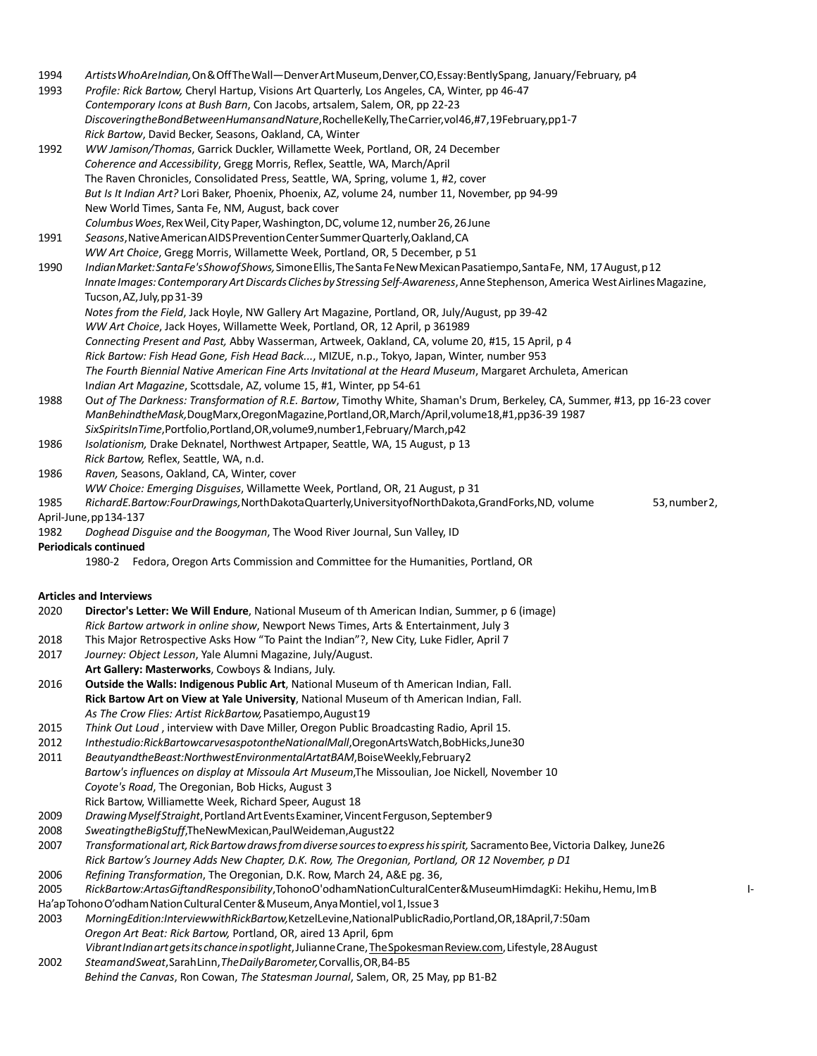1994 *ArtistsWhoAreIndian,*On&OffTheWall—DenverArtMuseum,Denver,CO,Essay:BentlySpang, January/February, p4

1993 *Profile: Rick Bartow,* Cheryl Hartup, Visions Art Quarterly, Los Angeles, CA, Winter, pp 46-47
*Contemporary Icons at Bush Barn*, Con Jacobs, artsalem, Salem, OR, pp 22-23
*DiscoveringtheBondBetweenHumansandNature*,RochelleKelly,TheCarrier,vol46,#7,19February,pp1-7
*Rick Bartow*, David Becker, Seasons, Oakland, CA, Winter

1992 *WW Jamison/Thomas*, Garrick Duckler, Willamette Week, Portland, OR, 24 December
*Coherence and Accessibility*, Gregg Morris, Reflex, Seattle, WA, March/April
The Raven Chronicles, Consolidated Press, Seattle, WA, Spring, volume 1, #2, cover
*But Is It Indian Art?* Lori Baker, Phoenix, Phoenix, AZ, volume 24, number 11, November, pp 94-99
New World Times, Santa Fe, NM, August, back cover
*Columbus Woes*, Rex Weil, City Paper, Washington, DC, volume 12, number 26, 26 June

1991 *Seasons*,NativeAmericanAIDSPreventionCenterSummerQuarterly,Oakland,CA
*WW Art Choice*, Gregg Morris, Willamette Week, Portland, OR, 5 December, p 51

1990 *IndianMarket:SantaFe'sShowofShows,*SimoneEllis,TheSantaFeNewMexicanPasatiempo,SantaFe, NM, 17August,p12
*Innate Images: Contemporary Art Discards Cliches by Stressing Self-Awareness*, Anne Stephenson, America West Airlines Magazine, Tucson,AZ,July,pp31-39
*Notes from the Field*, Jack Hoyle, NW Gallery Art Magazine, Portland, OR, July/August, pp 39-42
*WW Art Choice*, Jack Hoyes, Willamette Week, Portland, OR, 12 April, p 361989
*Connecting Present and Past,* Abby Wasserman, Artweek, Oakland, CA, volume 20, #15, 15 April, p 4
*Rick Bartow: Fish Head Gone, Fish Head Back...*, MIZUE, n.p., Tokyo, Japan, Winter, number 953
*The Fourth Biennial Native American Fine Arts Invitational at the Heard Museum*, Margaret Archuleta, American Indian Art Magazine, Scottsdale, AZ, volume 15, #1, Winter, pp 54-61

1988 O*ut of The Darkness: Transformation of R.E. Bartow*, Timothy White, Shaman's Drum, Berkeley, CA, Summer, #13, pp 16-23 cover
*ManBehindtheMask,*DougMarx,OregonMagazine,Portland,OR,March/April,volume18,#1,pp36-39 1987
*SixSpiritsInTime*,Portfolio,Portland,OR,volume9,number1,February/March,p42

1986 *Isolationism,* Drake Deknatel, Northwest Artpaper, Seattle, WA, 15 August, p 13
*Rick Bartow,* Reflex, Seattle, WA, n.d.

1986 *Raven,* Seasons, Oakland, CA, Winter, cover
*WW Choice: Emerging Disguises*, Willamette Week, Portland, OR, 21 August, p 31

1985 *RichardE.Bartow:FourDrawings,*NorthDakotaQuarterly,UniversityofNorthDakota,GrandForks,ND, volume 53,number2, April-June,pp134-137

1982 *Doghead Disguise and the Boogyman*, The Wood River Journal, Sun Valley, ID

**Periodicals continued**

1980-2 Fedora, Oregon Arts Commission and Committee for the Humanities, Portland, OR

**Articles and Interviews**

2020 **Director's Letter: We Will Endure**, National Museum of th American Indian, Summer, p 6 (image)
*Rick Bartow artwork in online show*, Newport News Times, Arts & Entertainment, July 3

2018 This Major Retrospective Asks How "To Paint the Indian"?, New City, Luke Fidler, April 7

2017 *Journey: Object Lesson*, Yale Alumni Magazine, July/August.
**Art Gallery: Masterworks**, Cowboys & Indians, July.

2016 **Outside the Walls: Indigenous Public Art**, National Museum of th American Indian, Fall.
**Rick Bartow Art on View at Yale University**, National Museum of th American Indian, Fall.
*As The Crow Flies: Artist RickBartow,*Pasatiempo,August19

2015 *Think Out Loud* , interview with Dave Miller, Oregon Public Broadcasting Radio, April 15.

2012 *Inthestudio:RickBartowcarvesaspotontheNationalMall*,OregonArtsWatch,BobHicks,June30

2011 *BeautyandtheBeast:NorthwestEnvironmentalArtatBAM*,BoiseWeekly,February2
*Bartow's influences on display at Missoula Art Museum*,The Missoulian, Joe Nickell*,* November 10
*Coyote's Road*, The Oregonian, Bob Hicks, August 3
Rick Bartow, Williamette Week, Richard Speer, August 18

2009 *DrawingMyselfStraight*,PortlandArtEventsExaminer,VincentFerguson,September9

2008 *SweatingtheBigStuff*,TheNewMexican,PaulWeideman,August22

2007 *Transformational art, Rick Bartow draws from diverse sources to express his spirit,* Sacramento Bee, Victoria Dalkey, June26
*Rick Bartow's Journey Adds New Chapter, D.K. Row, The Oregonian, Portland, OR 12 November, p D1*

2006 *Refining Transformation*, The Oregonian, D.K. Row, March 24, A&E pg. 36,

2005 *RickBartow:ArtasGiftandResponsibility*,TohonoO'odhamNationCulturalCenter&MuseumHimdagKi: Hekihu,Hemu,ImB I-Ha'apTohonoO'odhamNationCulturalCenter&Museum,AnyaMontiel,vol1,Issue3

2003 *MorningEdition:InterviewwithRickBartow,*KetzelLevine,NationalPublicRadio,Portland,OR,18April,7:50am
*Oregon Art Beat: Rick Bartow,* Portland, OR, aired 13 April, 6pm
*VibrantIndianartgetsitschanceinspotlight*,JulianneCrane,TheSpokesmanReview.com,Lifestyle,28August

2002 *SteamandSweat*,SarahLinn,*TheDailyBarometer,*Corvallis,OR,B4-B5
*Behind the Canvas*, Ron Cowan, *The Statesman Journal*, Salem, OR, 25 May, pp B1-B2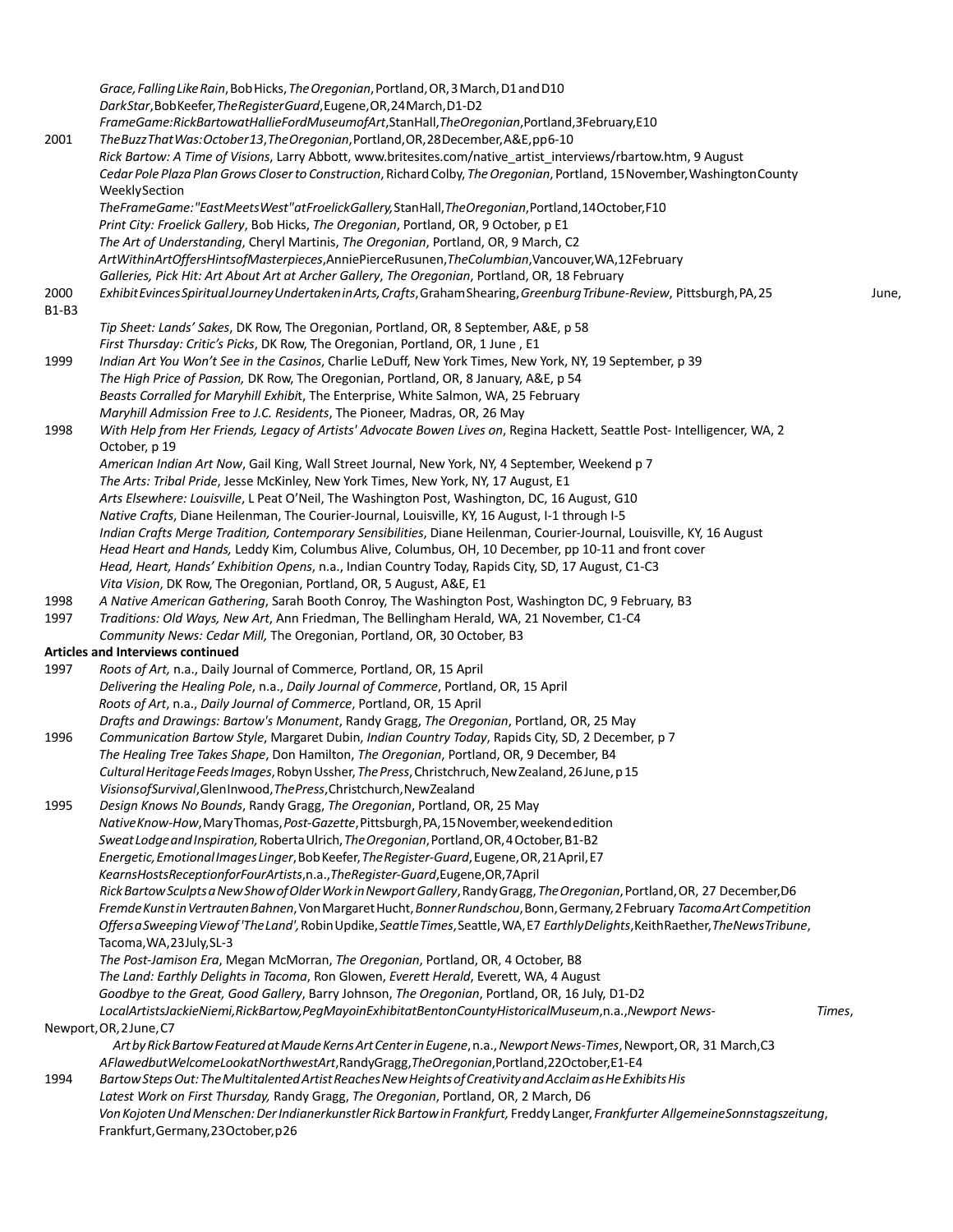*Grace, Falling Like Rain*, Bob Hicks, *The Oregonian*, Portland, OR, 3 March, D1 and D10
*Dark Star*, Bob Keefer, *The Register Guard*, Eugene, OR, 24 March, D1-D2
*Frame Game: Rick Bartow at Hallie Ford Museum of Art*, Stan Hall, *The Oregonian*, Portland, 3 February, E10

2001 *The Buzz That Was: October 13*, *The Oregonian*, Portland, OR, 28 December, A&E, pp 6-10
*Rick Bartow: A Time of Visions*, Larry Abbott, www.britesites.com/native_artist_interviews/rbartow.htm, 9 August
*Cedar Pole Plaza Plan Grows Closer to Construction*, Richard Colby, *The Oregonian*, Portland, 15 November, Washington County Weekly Section
*The Frame Game: "East Meets West" at Froelick Gallery*, Stan Hall, *The Oregonian*, Portland, 14 October, F10
*Print City: Froelick Gallery*, Bob Hicks, *The Oregonian*, Portland, OR, 9 October, p E1
*The Art of Understanding*, Cheryl Martinis, *The Oregonian*, Portland, OR, 9 March, C2
*Art Within Art Offers Hints of Masterpieces*, Annie Pierce Rusunen, *The Columbian*, Vancouver, WA, 12 February
*Galleries, Pick Hit: Art About Art at Archer Gallery*, *The Oregonian*, Portland, OR, 18 February

2000 *Exhibit Evinces Spiritual Journey Undertaken in Arts, Crafts*, Graham Shearing, *Greenburg Tribune-Review*, Pittsburgh, PA, 25 June, B1-B3
*Tip Sheet: Lands' Sakes*, DK Row, The Oregonian, Portland, OR, 8 September, A&E, p 58
*First Thursday: Critic's Picks*, DK Row, The Oregonian, Portland, OR, 1 June , E1

1999 *Indian Art You Won't See in the Casinos*, Charlie LeDuff, New York Times, New York, NY, 19 September, p 39
*The High Price of Passion,* DK Row, The Oregonian, Portland, OR, 8 January, A&E, p 54
*Beasts Corralled for Maryhill Exhibit*, The Enterprise, White Salmon, WA, 25 February
*Maryhill Admission Free to J.C. Residents*, The Pioneer, Madras, OR, 26 May

1998 *With Help from Her Friends, Legacy of Artists' Advocate Bowen Lives on*, Regina Hackett, Seattle Post- Intelligencer, WA, 2 October, p 19
*American Indian Art Now*, Gail King, Wall Street Journal, New York, NY, 4 September, Weekend p 7
*The Arts: Tribal Pride*, Jesse McKinley, New York Times, New York, NY, 17 August, E1
*Arts Elsewhere: Louisville*, L Peat O'Neil, The Washington Post, Washington, DC, 16 August, G10
*Native Crafts*, Diane Heilenman, The Courier-Journal, Louisville, KY, 16 August, I-1 through I-5
*Indian Crafts Merge Tradition, Contemporary Sensibilities*, Diane Heilenman, Courier-Journal, Louisville, KY, 16 August
*Head Heart and Hands,* Leddy Kim, Columbus Alive, Columbus, OH, 10 December, pp 10-11 and front cover
*Head, Heart, Hands' Exhibition Opens*, n.a., Indian Country Today, Rapids City, SD, 17 August, C1-C3
*Vita Vision*, DK Row, The Oregonian, Portland, OR, 5 August, A&E, E1

1998 *A Native American Gathering*, Sarah Booth Conroy, The Washington Post, Washington DC, 9 February, B3

1997 *Traditions: Old Ways, New Art*, Ann Friedman, The Bellingham Herald, WA, 21 November, C1-C4
*Community News: Cedar Mill,* The Oregonian, Portland, OR, 30 October, B3

**Articles and Interviews continued**

1997 *Roots of Art,* n.a., Daily Journal of Commerce, Portland, OR, 15 April
*Delivering the Healing Pole*, n.a., *Daily Journal of Commerce*, Portland, OR, 15 April
*Roots of Art*, n.a., *Daily Journal of Commerce*, Portland, OR, 15 April
*Drafts and Drawings: Bartow's Monument*, Randy Gragg, *The Oregonian*, Portland, OR, 25 May

1996 *Communication Bartow Style*, Margaret Dubin, *Indian Country Today*, Rapids City, SD, 2 December, p 7
*The Healing Tree Takes Shape*, Don Hamilton, *The Oregonian*, Portland, OR, 9 December, B4
*Cultural Heritage Feeds Images*, Robyn Ussher, *The Press*, Christchruch, New Zealand, 26 June, p 15
*Visions of Survival*, Glen Inwood, *The Press*, Christchurch, New Zealand

1995 *Design Knows No Bounds*, Randy Gragg, *The Oregonian*, Portland, OR, 25 May
*Native Know-How*, Mary Thomas, *Post-Gazette*, Pittsburgh, PA, 15 November, weekend edition
*Sweat Lodge and Inspiration,* Roberta Ulrich, *The Oregonian*, Portland, OR, 4 October, B1-B2
*Energetic, Emotional Images Linger*, Bob Keefer, *The Register-Guard*, Eugene, OR, 21 April, E7
*Kearns Hosts Reception for Four Artists*, n.a., *The Register-Guard*, Eugene, OR, 7 April
*Rick Bartow Sculpts a New Show of Older Work in Newport Gallery*, Randy Gragg, *The Oregonian*, Portland, OR, 27 December, D6
*Fremde Kunst in Vertrauten Bahnen*, Von Margaret Hucht, *Bonner Rundschou*, Bonn, Germany, 2 February *Tacoma Art Competition Offers a Sweeping View of 'The Land',* Robin Updike, *Seattle Times*, Seattle, WA, E7 *Earthly Delights*, Keith Raether, *The News Tribune*, Tacoma, WA, 23 July, SL-3
*The Post-Jamison Era*, Megan McMorran, *The Oregonian*, Portland, OR, 4 October, B8
*The Land: Earthly Delights in Tacoma*, Ron Glowen, *Everett Herald*, Everett, WA, 4 August
*Goodbye to the Great, Good Gallery*, Barry Johnson, *The Oregonian*, Portland, OR, 16 July, D1-D2
*Local Artists Jackie Niemi, Rick Bartow, Peg Mayo in Exhibit at Benton County Historical Museum*, n.a., *Newport News-Times*, Newport, OR, 2 June, C7
*Art by Rick Bartow Featured at Maude Kerns Art Center in Eugene*, n.a., *Newport News-Times*, Newport, OR, 31 March, C3
*A Flawed but Welcome Look at Northwest Art*, Randy Gragg, *The Oregonian*, Portland, 22 October, E1-E4

1994 *Bartow Steps Out: The Multitalented Artist Reaches New Heights of Creativity and Acclaim as He Exhibits His Latest Work on First Thursday*, Randy Gragg, *The Oregonian*, Portland, OR, 2 March, D6
*Von Kojoten Und Menschen: Der Indianerkunstler Rick Bartow in Frankfurt,* Freddy Langer, *Frankfurter Allgemeine Sonnstagszeitung*, Frankfurt, Germany, 23 October, p 26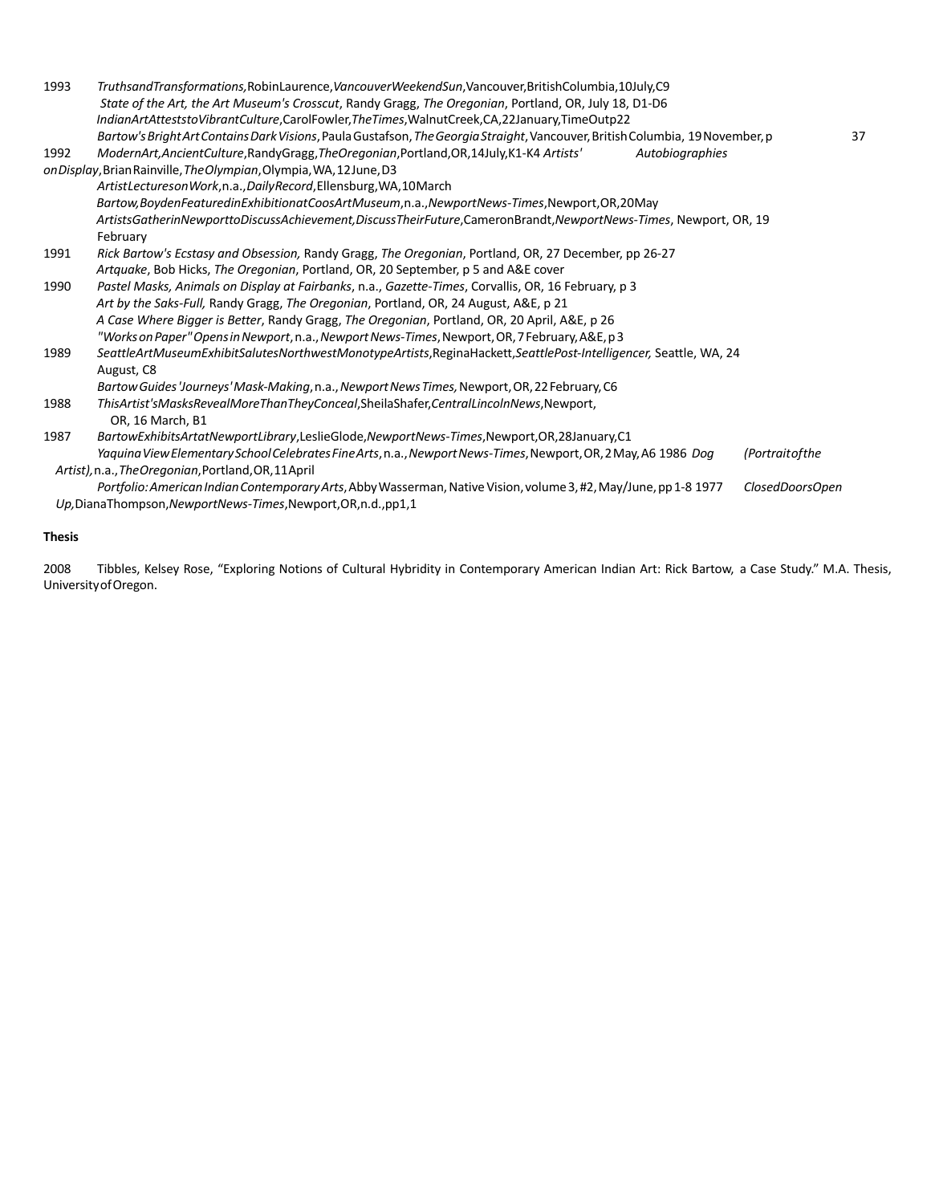1993 *TruthsandTransformations,*RobinLaurence,*VancouverWeekendSun*,Vancouver,BritishColumbia,10July,C9
*State of the Art, the Art Museum's Crosscut*, Randy Gragg, *The Oregonian*, Portland, OR, July 18, D1-D6
*IndianArtAtteststoVibrantCulture*,CarolFowler,*TheTimes*,WalnutCreek,CA,22January,TimeOutp22
*Bartow's Bright Art Contains Dark Visions*, Paula Gustafson, *The Georgia Straight*, Vancouver, British Columbia, 19 November, p 37

1992 *ModernArt,AncientCulture*,RandyGragg,*TheOregonian*,Portland,OR,14July,K1-K4 *Artists' Autobiographies onDisplay*,Brian Rainville,*TheOlympian*,Olympia,WA,12June,D3
*ArtistLecturesonWork*,n.a.,*DailyRecord*,Ellensburg,WA,10March
*Bartow,BoydenFeaturedinExhibitionatCoosArtMuseum*,n.a.,*NewportNews-Times*,Newport,OR,20May
*ArtistsGatherinNewporttoDiscussAchievement,DiscussTheirFuture*,CameronBrandt,*NewportNews-Times*, Newport, OR, 19 February

1991 *Rick Bartow's Ecstasy and Obsession,* Randy Gragg, *The Oregonian*, Portland, OR, 27 December, pp 26-27
*Artquake*, Bob Hicks, *The Oregonian*, Portland, OR, 20 September, p 5 and A&E cover

1990 *Pastel Masks, Animals on Display at Fairbanks*, n.a., *Gazette-Times*, Corvallis, OR, 16 February, p 3
*Art by the Saks-Full,* Randy Gragg, *The Oregonian*, Portland, OR, 24 August, A&E, p 21
*A Case Where Bigger is Better*, Randy Gragg, *The Oregonian*, Portland, OR, 20 April, A&E, p 26
*"Works on Paper" Opens in Newport*, n.a., *Newport News-Times*, Newport, OR, 7 February, A&E, p 3

1989 *SeattleArtMuseumExhibitSalutesNorthwestMonotypeArtists*,ReginaHackett,*SeattlePost-Intelligencer,* Seattle, WA, 24 August, C8
*Bartow Guides 'Journeys' Mask-Making*, n.a., *Newport News Times,* Newport, OR, 22 February, C6

1988 *ThisArtist'sMasksRevealMoreThanTheyConceal*,SheilaShafer,*CentralLincolnNews*,Newport, OR, 16 March, B1

1987 *BartowExhibitsArtatNewportLibrary*,LeslieGlode,*NewportNews-Times*,Newport,OR,28January,C1
*Yaquina View Elementary School Celebrates Fine Arts*, n.a., *Newport News-Times*, Newport, OR, 2 May, A6 1986 *Dog (Portraitofthe Artist),* n.a.,*TheOregonian*,Portland,OR,11April
*Portfolio: American Indian Contemporary Arts*, Abby Wasserman, Native Vision, volume 3, #2, May/June, pp 1-8 1977 *ClosedDoorsOpen Up,*DianaThompson,*NewportNews-Times*,Newport,OR,n.d.,pp1,1

**Thesis**

2008 Tibbles, Kelsey Rose, "Exploring Notions of Cultural Hybridity in Contemporary American Indian Art: Rick Bartow, a Case Study." M.A. Thesis, University of Oregon.